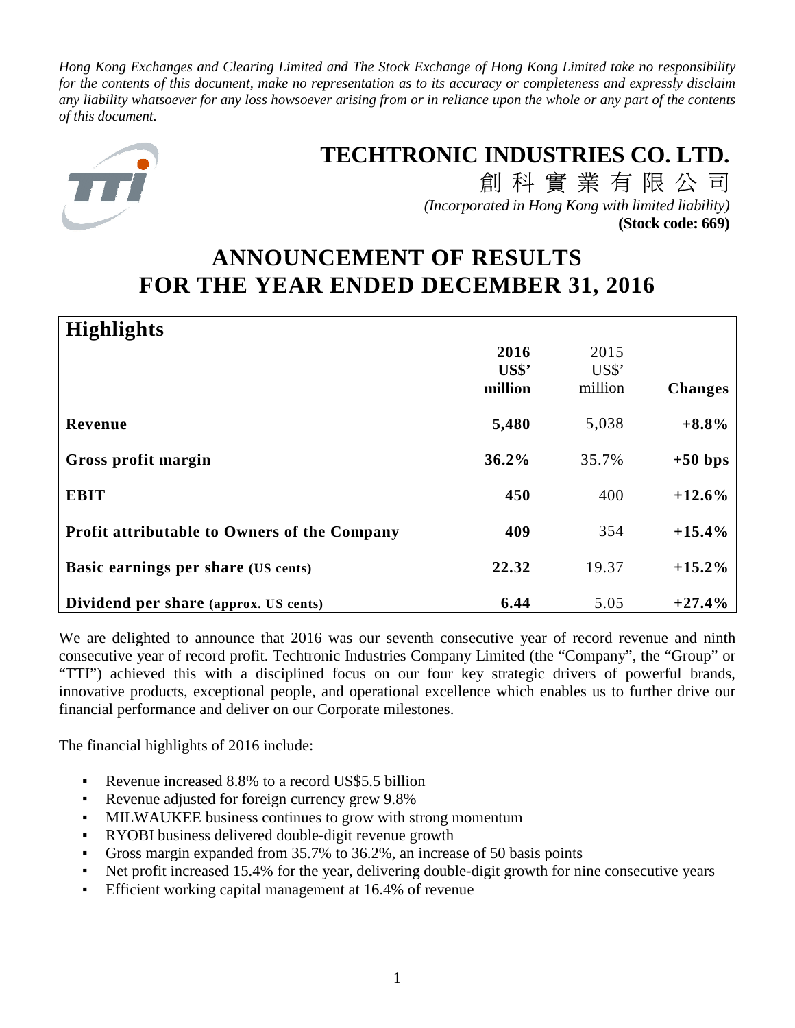*Hong Kong Exchanges and Clearing Limited and The Stock Exchange of Hong Kong Limited take no responsibility for the contents of this document, make no representation as to its accuracy or completeness and expressly disclaim any liability whatsoever for any loss howsoever arising from or in reliance upon the whole or any part of the contents of this document.*

# TECHTRONIC INDUSTRIES CO. LTD.

創 科 實 業 有 限 公 司

*(Incorporated in Hong Kong with limited liability)*

**(Stock code: 669)**

# ANNOUNCEMENT OF RESULTS FOR THE YEAR ENDED DECEMBER 31, 2016

## Highlights

| | 2016 US$' million | 2015 US$' million | Changes |
|---|---|---|---|
| **Revenue** | **5,480** | 5,038 | **+8.8%** |
| **Gross profit margin** | **36.2%** | 35.7% | **+50 bps** |
| **EBIT** | **450** | 400 | **+12.6%** |
| **Profit attributable to Owners of the Company** | **409** | 354 | **+15.4%** |
| **Basic earnings per share (US cents)** | **22.32** | 19.37 | **+15.2%** |
| **Dividend per share (approx. US cents)** | **6.44** | 5.05 | **+27.4%** |

We are delighted to announce that 2016 was our seventh consecutive year of record revenue and ninth consecutive year of record profit. Techtronic Industries Company Limited (the "Company", the "Group" or "TTI") achieved this with a disciplined focus on our four key strategic drivers of powerful brands, innovative products, exceptional people, and operational excellence which enables us to further drive our financial performance and deliver on our Corporate milestones.

The financial highlights of 2016 include:

- Revenue increased 8.8% to a record US$5.5 billion
- Revenue adjusted for foreign currency grew 9.8%
- MILWAUKEE business continues to grow with strong momentum
- RYOBI business delivered double-digit revenue growth
- Gross margin expanded from 35.7% to 36.2%, an increase of 50 basis points
- Net profit increased 15.4% for the year, delivering double-digit growth for nine consecutive years
- Efficient working capital management at 16.4% of revenue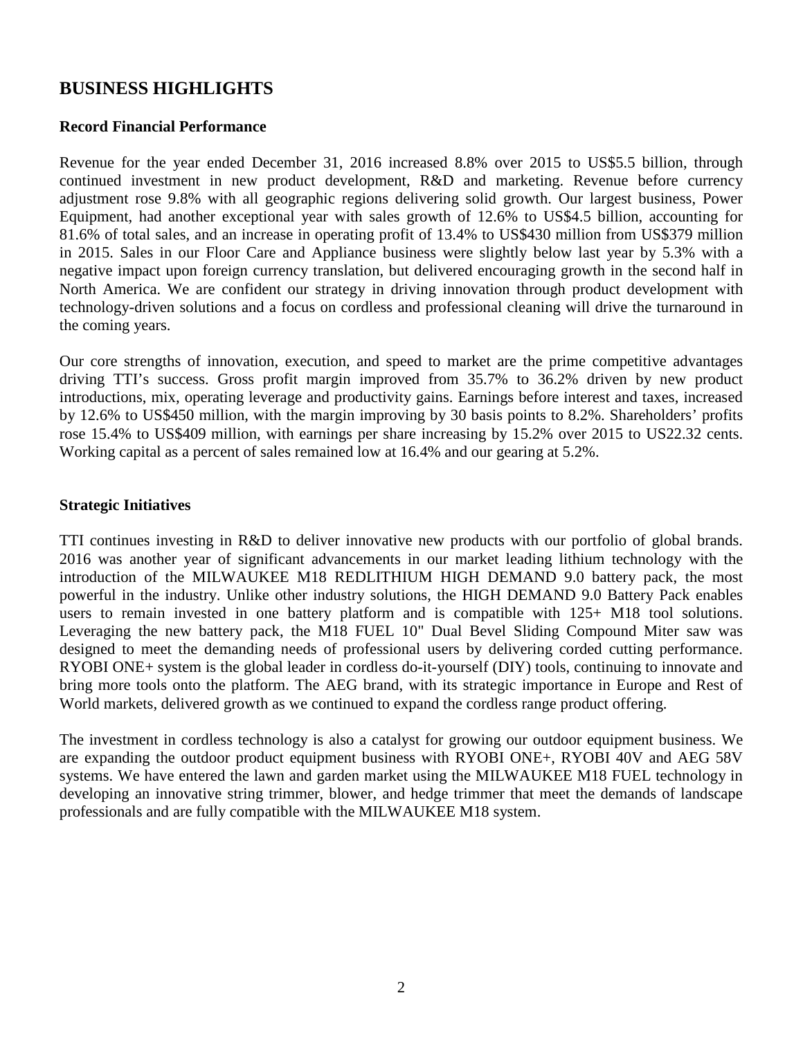## BUSINESS HIGHLIGHTS

### Record Financial Performance

Revenue for the year ended December 31, 2016 increased 8.8% over 2015 to US$5.5 billion, through continued investment in new product development, R&D and marketing. Revenue before currency adjustment rose 9.8% with all geographic regions delivering solid growth. Our largest business, Power Equipment, had another exceptional year with sales growth of 12.6% to US$4.5 billion, accounting for 81.6% of total sales, and an increase in operating profit of 13.4% to US$430 million from US$379 million in 2015. Sales in our Floor Care and Appliance business were slightly below last year by 5.3% with a negative impact upon foreign currency translation, but delivered encouraging growth in the second half in North America. We are confident our strategy in driving innovation through product development with technology-driven solutions and a focus on cordless and professional cleaning will drive the turnaround in the coming years.

Our core strengths of innovation, execution, and speed to market are the prime competitive advantages driving TTI's success. Gross profit margin improved from 35.7% to 36.2% driven by new product introductions, mix, operating leverage and productivity gains. Earnings before interest and taxes, increased by 12.6% to US$450 million, with the margin improving by 30 basis points to 8.2%. Shareholders' profits rose 15.4% to US$409 million, with earnings per share increasing by 15.2% over 2015 to US22.32 cents. Working capital as a percent of sales remained low at 16.4% and our gearing at 5.2%.

### Strategic Initiatives

TTI continues investing in R&D to deliver innovative new products with our portfolio of global brands. 2016 was another year of significant advancements in our market leading lithium technology with the introduction of the MILWAUKEE M18 REDLITHIUM HIGH DEMAND 9.0 battery pack, the most powerful in the industry. Unlike other industry solutions, the HIGH DEMAND 9.0 Battery Pack enables users to remain invested in one battery platform and is compatible with 125+ M18 tool solutions. Leveraging the new battery pack, the M18 FUEL 10" Dual Bevel Sliding Compound Miter saw was designed to meet the demanding needs of professional users by delivering corded cutting performance. RYOBI ONE+ system is the global leader in cordless do-it-yourself (DIY) tools, continuing to innovate and bring more tools onto the platform. The AEG brand, with its strategic importance in Europe and Rest of World markets, delivered growth as we continued to expand the cordless range product offering.

The investment in cordless technology is also a catalyst for growing our outdoor equipment business. We are expanding the outdoor product equipment business with RYOBI ONE+, RYOBI 40V and AEG 58V systems. We have entered the lawn and garden market using the MILWAUKEE M18 FUEL technology in developing an innovative string trimmer, blower, and hedge trimmer that meet the demands of landscape professionals and are fully compatible with the MILWAUKEE M18 system.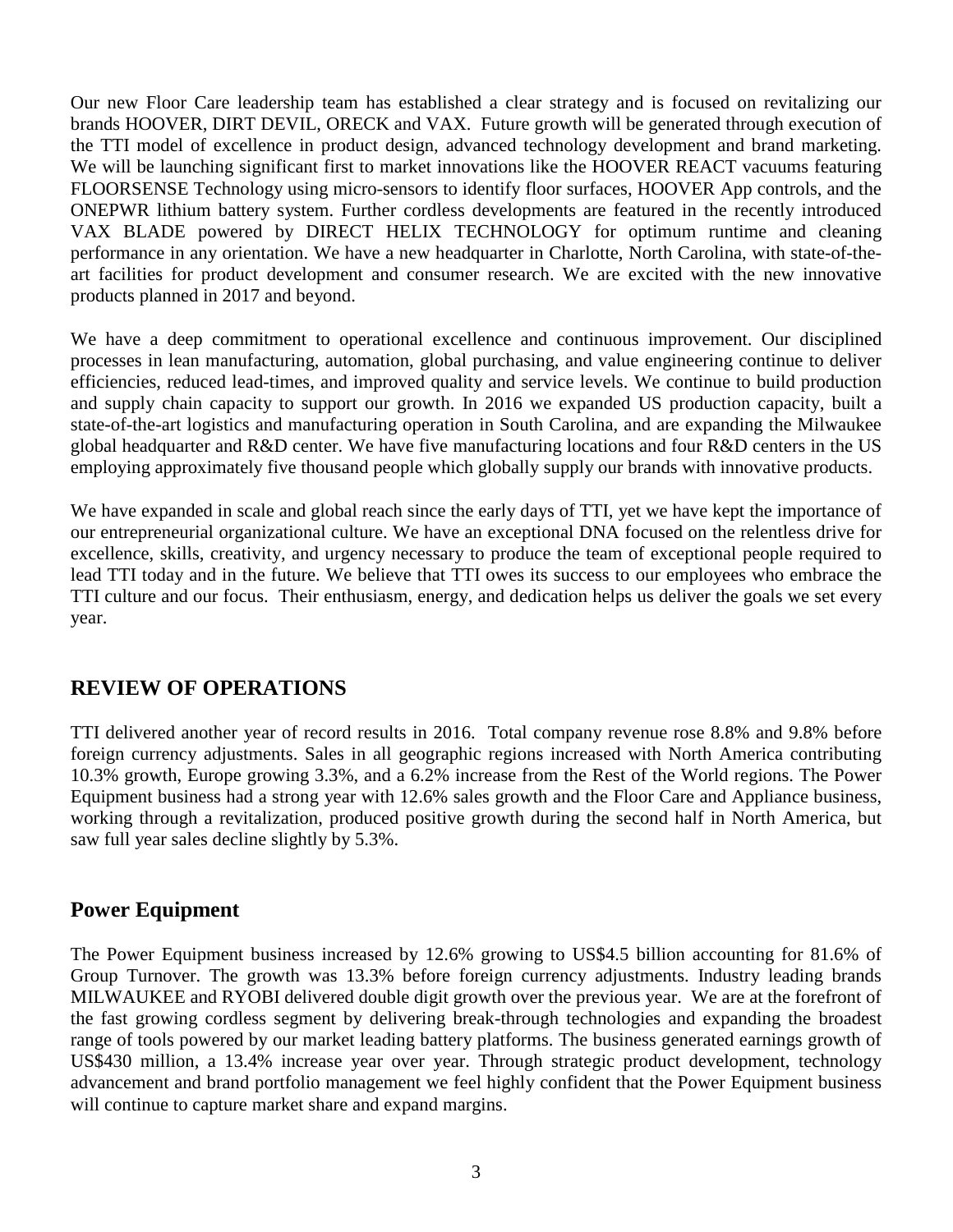Our new Floor Care leadership team has established a clear strategy and is focused on revitalizing our brands HOOVER, DIRT DEVIL, ORECK and VAX. Future growth will be generated through execution of the TTI model of excellence in product design, advanced technology development and brand marketing. We will be launching significant first to market innovations like the HOOVER REACT vacuums featuring FLOORSENSE Technology using micro-sensors to identify floor surfaces, HOOVER App controls, and the ONEPWR lithium battery system. Further cordless developments are featured in the recently introduced VAX BLADE powered by DIRECT HELIX TECHNOLOGY for optimum runtime and cleaning performance in any orientation. We have a new headquarter in Charlotte, North Carolina, with state-of-the-art facilities for product development and consumer research. We are excited with the new innovative products planned in 2017 and beyond.

We have a deep commitment to operational excellence and continuous improvement. Our disciplined processes in lean manufacturing, automation, global purchasing, and value engineering continue to deliver efficiencies, reduced lead-times, and improved quality and service levels. We continue to build production and supply chain capacity to support our growth. In 2016 we expanded US production capacity, built a state-of-the-art logistics and manufacturing operation in South Carolina, and are expanding the Milwaukee global headquarter and R&D center. We have five manufacturing locations and four R&D centers in the US employing approximately five thousand people which globally supply our brands with innovative products.

We have expanded in scale and global reach since the early days of TTI, yet we have kept the importance of our entrepreneurial organizational culture. We have an exceptional DNA focused on the relentless drive for excellence, skills, creativity, and urgency necessary to produce the team of exceptional people required to lead TTI today and in the future. We believe that TTI owes its success to our employees who embrace the TTI culture and our focus. Their enthusiasm, energy, and dedication helps us deliver the goals we set every year.

## REVIEW OF OPERATIONS

TTI delivered another year of record results in 2016. Total company revenue rose 8.8% and 9.8% before foreign currency adjustments. Sales in all geographic regions increased with North America contributing 10.3% growth, Europe growing 3.3%, and a 6.2% increase from the Rest of the World regions. The Power Equipment business had a strong year with 12.6% sales growth and the Floor Care and Appliance business, working through a revitalization, produced positive growth during the second half in North America, but saw full year sales decline slightly by 5.3%.

### Power Equipment

The Power Equipment business increased by 12.6% growing to US$4.5 billion accounting for 81.6% of Group Turnover. The growth was 13.3% before foreign currency adjustments. Industry leading brands MILWAUKEE and RYOBI delivered double digit growth over the previous year. We are at the forefront of the fast growing cordless segment by delivering break-through technologies and expanding the broadest range of tools powered by our market leading battery platforms. The business generated earnings growth of US$430 million, a 13.4% increase year over year. Through strategic product development, technology advancement and brand portfolio management we feel highly confident that the Power Equipment business will continue to capture market share and expand margins.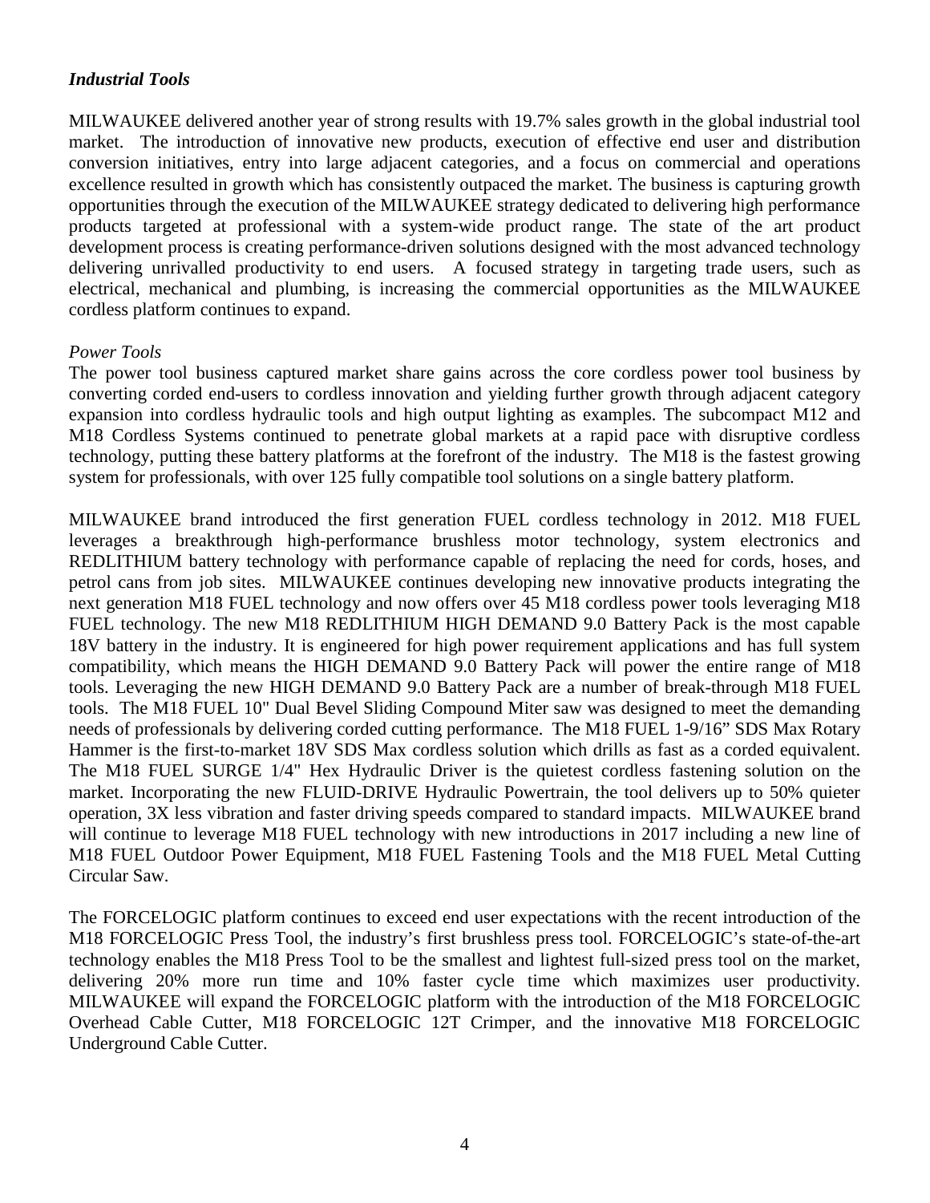### *Industrial Tools*

MILWAUKEE delivered another year of strong results with 19.7% sales growth in the global industrial tool market. The introduction of innovative new products, execution of effective end user and distribution conversion initiatives, entry into large adjacent categories, and a focus on commercial and operations excellence resulted in growth which has consistently outpaced the market. The business is capturing growth opportunities through the execution of the MILWAUKEE strategy dedicated to delivering high performance products targeted at professional with a system-wide product range. The state of the art product development process is creating performance-driven solutions designed with the most advanced technology delivering unrivalled productivity to end users. A focused strategy in targeting trade users, such as electrical, mechanical and plumbing, is increasing the commercial opportunities as the MILWAUKEE cordless platform continues to expand.

*Power Tools*

The power tool business captured market share gains across the core cordless power tool business by converting corded end-users to cordless innovation and yielding further growth through adjacent category expansion into cordless hydraulic tools and high output lighting as examples. The subcompact M12 and M18 Cordless Systems continued to penetrate global markets at a rapid pace with disruptive cordless technology, putting these battery platforms at the forefront of the industry. The M18 is the fastest growing system for professionals, with over 125 fully compatible tool solutions on a single battery platform.

MILWAUKEE brand introduced the first generation FUEL cordless technology in 2012. M18 FUEL leverages a breakthrough high-performance brushless motor technology, system electronics and REDLITHIUM battery technology with performance capable of replacing the need for cords, hoses, and petrol cans from job sites. MILWAUKEE continues developing new innovative products integrating the next generation M18 FUEL technology and now offers over 45 M18 cordless power tools leveraging M18 FUEL technology. The new M18 REDLITHIUM HIGH DEMAND 9.0 Battery Pack is the most capable 18V battery in the industry. It is engineered for high power requirement applications and has full system compatibility, which means the HIGH DEMAND 9.0 Battery Pack will power the entire range of M18 tools. Leveraging the new HIGH DEMAND 9.0 Battery Pack are a number of break-through M18 FUEL tools. The M18 FUEL 10" Dual Bevel Sliding Compound Miter saw was designed to meet the demanding needs of professionals by delivering corded cutting performance. The M18 FUEL 1-9/16" SDS Max Rotary Hammer is the first-to-market 18V SDS Max cordless solution which drills as fast as a corded equivalent. The M18 FUEL SURGE 1/4" Hex Hydraulic Driver is the quietest cordless fastening solution on the market. Incorporating the new FLUID-DRIVE Hydraulic Powertrain, the tool delivers up to 50% quieter operation, 3X less vibration and faster driving speeds compared to standard impacts. MILWAUKEE brand will continue to leverage M18 FUEL technology with new introductions in 2017 including a new line of M18 FUEL Outdoor Power Equipment, M18 FUEL Fastening Tools and the M18 FUEL Metal Cutting Circular Saw.

The FORCELOGIC platform continues to exceed end user expectations with the recent introduction of the M18 FORCELOGIC Press Tool, the industry's first brushless press tool. FORCELOGIC's state-of-the-art technology enables the M18 Press Tool to be the smallest and lightest full-sized press tool on the market, delivering 20% more run time and 10% faster cycle time which maximizes user productivity. MILWAUKEE will expand the FORCELOGIC platform with the introduction of the M18 FORCELOGIC Overhead Cable Cutter, M18 FORCELOGIC 12T Crimper, and the innovative M18 FORCELOGIC Underground Cable Cutter.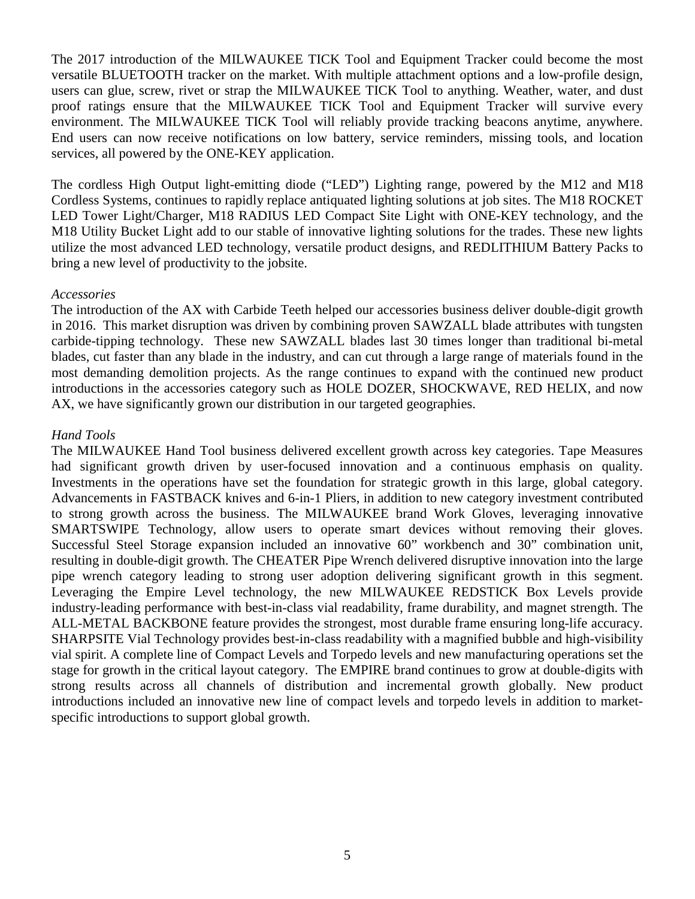The 2017 introduction of the MILWAUKEE TICK Tool and Equipment Tracker could become the most versatile BLUETOOTH tracker on the market. With multiple attachment options and a low-profile design, users can glue, screw, rivet or strap the MILWAUKEE TICK Tool to anything. Weather, water, and dust proof ratings ensure that the MILWAUKEE TICK Tool and Equipment Tracker will survive every environment. The MILWAUKEE TICK Tool will reliably provide tracking beacons anytime, anywhere. End users can now receive notifications on low battery, service reminders, missing tools, and location services, all powered by the ONE-KEY application.

The cordless High Output light-emitting diode ("LED") Lighting range, powered by the M12 and M18 Cordless Systems, continues to rapidly replace antiquated lighting solutions at job sites. The M18 ROCKET LED Tower Light/Charger, M18 RADIUS LED Compact Site Light with ONE-KEY technology, and the M18 Utility Bucket Light add to our stable of innovative lighting solutions for the trades. These new lights utilize the most advanced LED technology, versatile product designs, and REDLITHIUM Battery Packs to bring a new level of productivity to the jobsite.

*Accessories*

The introduction of the AX with Carbide Teeth helped our accessories business deliver double-digit growth in 2016. This market disruption was driven by combining proven SAWZALL blade attributes with tungsten carbide-tipping technology. These new SAWZALL blades last 30 times longer than traditional bi-metal blades, cut faster than any blade in the industry, and can cut through a large range of materials found in the most demanding demolition projects. As the range continues to expand with the continued new product introductions in the accessories category such as HOLE DOZER, SHOCKWAVE, RED HELIX, and now AX, we have significantly grown our distribution in our targeted geographies.

*Hand Tools*

The MILWAUKEE Hand Tool business delivered excellent growth across key categories. Tape Measures had significant growth driven by user-focused innovation and a continuous emphasis on quality. Investments in the operations have set the foundation for strategic growth in this large, global category. Advancements in FASTBACK knives and 6-in-1 Pliers, in addition to new category investment contributed to strong growth across the business. The MILWAUKEE brand Work Gloves, leveraging innovative SMARTSWIPE Technology, allow users to operate smart devices without removing their gloves. Successful Steel Storage expansion included an innovative 60" workbench and 30" combination unit, resulting in double-digit growth. The CHEATER Pipe Wrench delivered disruptive innovation into the large pipe wrench category leading to strong user adoption delivering significant growth in this segment. Leveraging the Empire Level technology, the new MILWAUKEE REDSTICK Box Levels provide industry-leading performance with best-in-class vial readability, frame durability, and magnet strength. The ALL-METAL BACKBONE feature provides the strongest, most durable frame ensuring long-life accuracy. SHARPSITE Vial Technology provides best-in-class readability with a magnified bubble and high-visibility vial spirit. A complete line of Compact Levels and Torpedo levels and new manufacturing operations set the stage for growth in the critical layout category. The EMPIRE brand continues to grow at double-digits with strong results across all channels of distribution and incremental growth globally. New product introductions included an innovative new line of compact levels and torpedo levels in addition to market-specific introductions to support global growth.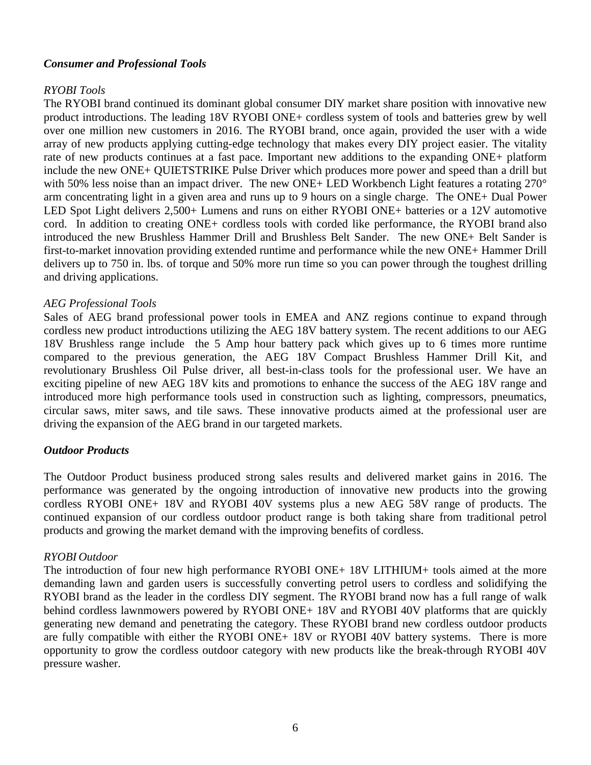### *Consumer and Professional Tools*

*RYOBI Tools*

The RYOBI brand continued its dominant global consumer DIY market share position with innovative new product introductions. The leading 18V RYOBI ONE+ cordless system of tools and batteries grew by well over one million new customers in 2016. The RYOBI brand, once again, provided the user with a wide array of new products applying cutting-edge technology that makes every DIY project easier. The vitality rate of new products continues at a fast pace. Important new additions to the expanding ONE+ platform include the new ONE+ QUIETSTRIKE Pulse Driver which produces more power and speed than a drill but with 50% less noise than an impact driver. The new ONE+ LED Workbench Light features a rotating 270° arm concentrating light in a given area and runs up to 9 hours on a single charge. The ONE+ Dual Power LED Spot Light delivers 2,500+ Lumens and runs on either RYOBI ONE+ batteries or a 12V automotive cord. In addition to creating ONE+ cordless tools with corded like performance, the RYOBI brand also introduced the new Brushless Hammer Drill and Brushless Belt Sander. The new ONE+ Belt Sander is first-to-market innovation providing extended runtime and performance while the new ONE+ Hammer Drill delivers up to 750 in. lbs. of torque and 50% more run time so you can power through the toughest drilling and driving applications.

*AEG Professional Tools*

Sales of AEG brand professional power tools in EMEA and ANZ regions continue to expand through cordless new product introductions utilizing the AEG 18V battery system. The recent additions to our AEG 18V Brushless range include the 5 Amp hour battery pack which gives up to 6 times more runtime compared to the previous generation, the AEG 18V Compact Brushless Hammer Drill Kit, and revolutionary Brushless Oil Pulse driver, all best-in-class tools for the professional user. We have an exciting pipeline of new AEG 18V kits and promotions to enhance the success of the AEG 18V range and introduced more high performance tools used in construction such as lighting, compressors, pneumatics, circular saws, miter saws, and tile saws. These innovative products aimed at the professional user are driving the expansion of the AEG brand in our targeted markets.

### *Outdoor Products*

The Outdoor Product business produced strong sales results and delivered market gains in 2016. The performance was generated by the ongoing introduction of innovative new products into the growing cordless RYOBI ONE+ 18V and RYOBI 40V systems plus a new AEG 58V range of products. The continued expansion of our cordless outdoor product range is both taking share from traditional petrol products and growing the market demand with the improving benefits of cordless.

*RYOBI Outdoor*

The introduction of four new high performance RYOBI ONE+ 18V LITHIUM+ tools aimed at the more demanding lawn and garden users is successfully converting petrol users to cordless and solidifying the RYOBI brand as the leader in the cordless DIY segment. The RYOBI brand now has a full range of walk behind cordless lawnmowers powered by RYOBI ONE+ 18V and RYOBI 40V platforms that are quickly generating new demand and penetrating the category. These RYOBI brand new cordless outdoor products are fully compatible with either the RYOBI ONE+ 18V or RYOBI 40V battery systems. There is more opportunity to grow the cordless outdoor category with new products like the break-through RYOBI 40V pressure washer.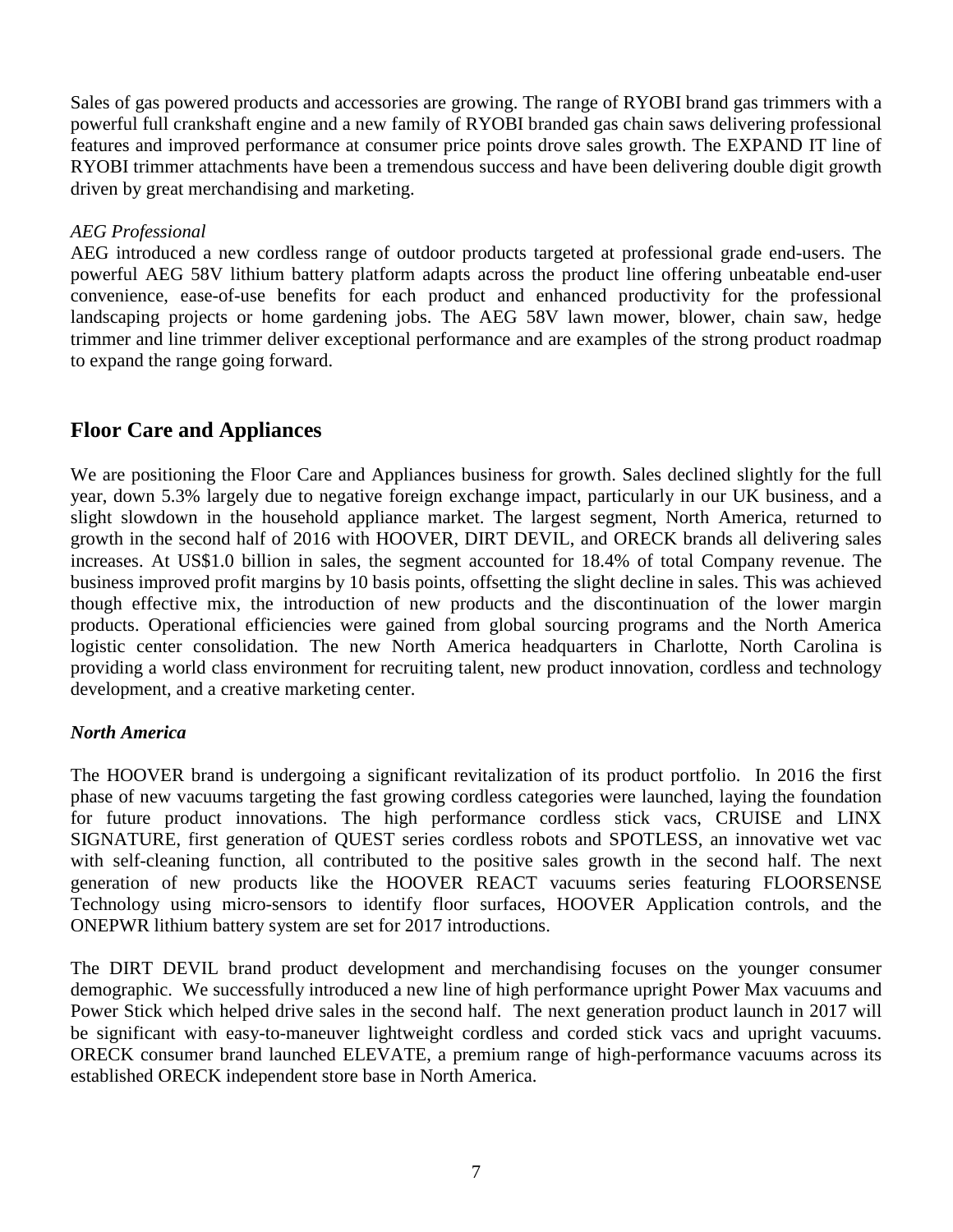Sales of gas powered products and accessories are growing. The range of RYOBI brand gas trimmers with a powerful full crankshaft engine and a new family of RYOBI branded gas chain saws delivering professional features and improved performance at consumer price points drove sales growth. The EXPAND IT line of RYOBI trimmer attachments have been a tremendous success and have been delivering double digit growth driven by great merchandising and marketing.

*AEG Professional*

AEG introduced a new cordless range of outdoor products targeted at professional grade end-users. The powerful AEG 58V lithium battery platform adapts across the product line offering unbeatable end-user convenience, ease-of-use benefits for each product and enhanced productivity for the professional landscaping projects or home gardening jobs. The AEG 58V lawn mower, blower, chain saw, hedge trimmer and line trimmer deliver exceptional performance and are examples of the strong product roadmap to expand the range going forward.

## Floor Care and Appliances

We are positioning the Floor Care and Appliances business for growth. Sales declined slightly for the full year, down 5.3% largely due to negative foreign exchange impact, particularly in our UK business, and a slight slowdown in the household appliance market. The largest segment, North America, returned to growth in the second half of 2016 with HOOVER, DIRT DEVIL, and ORECK brands all delivering sales increases. At US$1.0 billion in sales, the segment accounted for 18.4% of total Company revenue. The business improved profit margins by 10 basis points, offsetting the slight decline in sales. This was achieved though effective mix, the introduction of new products and the discontinuation of the lower margin products. Operational efficiencies were gained from global sourcing programs and the North America logistic center consolidation. The new North America headquarters in Charlotte, North Carolina is providing a world class environment for recruiting talent, new product innovation, cordless and technology development, and a creative marketing center.

***North America***

The HOOVER brand is undergoing a significant revitalization of its product portfolio. In 2016 the first phase of new vacuums targeting the fast growing cordless categories were launched, laying the foundation for future product innovations. The high performance cordless stick vacs, CRUISE and LINX SIGNATURE, first generation of QUEST series cordless robots and SPOTLESS, an innovative wet vac with self-cleaning function, all contributed to the positive sales growth in the second half. The next generation of new products like the HOOVER REACT vacuums series featuring FLOORSENSE Technology using micro-sensors to identify floor surfaces, HOOVER Application controls, and the ONEPWR lithium battery system are set for 2017 introductions.

The DIRT DEVIL brand product development and merchandising focuses on the younger consumer demographic. We successfully introduced a new line of high performance upright Power Max vacuums and Power Stick which helped drive sales in the second half. The next generation product launch in 2017 will be significant with easy-to-maneuver lightweight cordless and corded stick vacs and upright vacuums. ORECK consumer brand launched ELEVATE, a premium range of high-performance vacuums across its established ORECK independent store base in North America.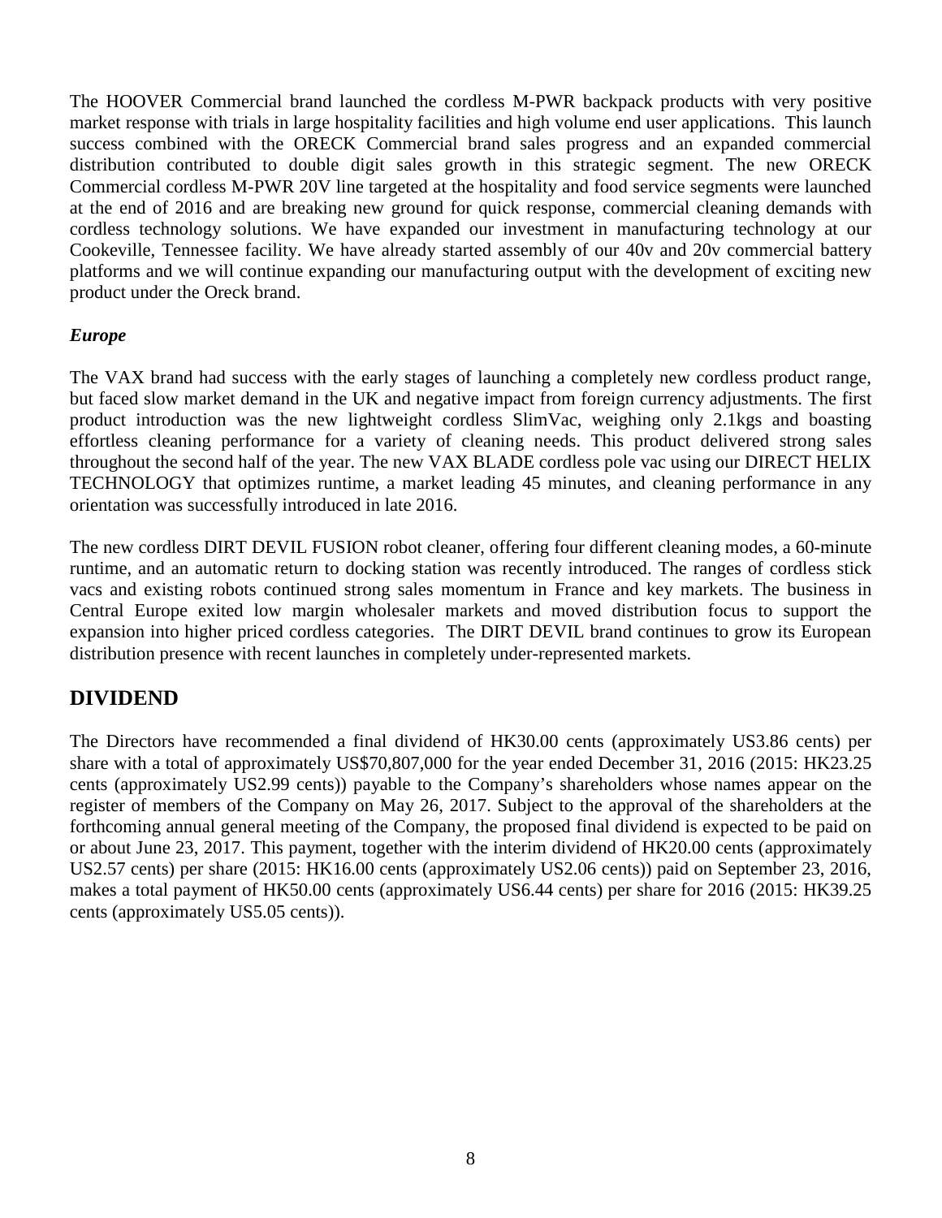The HOOVER Commercial brand launched the cordless M-PWR backpack products with very positive market response with trials in large hospitality facilities and high volume end user applications. This launch success combined with the ORECK Commercial brand sales progress and an expanded commercial distribution contributed to double digit sales growth in this strategic segment. The new ORECK Commercial cordless M-PWR 20V line targeted at the hospitality and food service segments were launched at the end of 2016 and are breaking new ground for quick response, commercial cleaning demands with cordless technology solutions. We have expanded our investment in manufacturing technology at our Cookeville, Tennessee facility. We have already started assembly of our 40v and 20v commercial battery platforms and we will continue expanding our manufacturing output with the development of exciting new product under the Oreck brand.

*Europe*

The VAX brand had success with the early stages of launching a completely new cordless product range, but faced slow market demand in the UK and negative impact from foreign currency adjustments. The first product introduction was the new lightweight cordless SlimVac, weighing only 2.1kgs and boasting effortless cleaning performance for a variety of cleaning needs. This product delivered strong sales throughout the second half of the year. The new VAX BLADE cordless pole vac using our DIRECT HELIX TECHNOLOGY that optimizes runtime, a market leading 45 minutes, and cleaning performance in any orientation was successfully introduced in late 2016.

The new cordless DIRT DEVIL FUSION robot cleaner, offering four different cleaning modes, a 60-minute runtime, and an automatic return to docking station was recently introduced. The ranges of cordless stick vacs and existing robots continued strong sales momentum in France and key markets. The business in Central Europe exited low margin wholesaler markets and moved distribution focus to support the expansion into higher priced cordless categories. The DIRT DEVIL brand continues to grow its European distribution presence with recent launches in completely under-represented markets.

## DIVIDEND

The Directors have recommended a final dividend of HK30.00 cents (approximately US3.86 cents) per share with a total of approximately US$70,807,000 for the year ended December 31, 2016 (2015: HK23.25 cents (approximately US2.99 cents)) payable to the Company's shareholders whose names appear on the register of members of the Company on May 26, 2017. Subject to the approval of the shareholders at the forthcoming annual general meeting of the Company, the proposed final dividend is expected to be paid on or about June 23, 2017. This payment, together with the interim dividend of HK20.00 cents (approximately US2.57 cents) per share (2015: HK16.00 cents (approximately US2.06 cents)) paid on September 23, 2016, makes a total payment of HK50.00 cents (approximately US6.44 cents) per share for 2016 (2015: HK39.25 cents (approximately US5.05 cents)).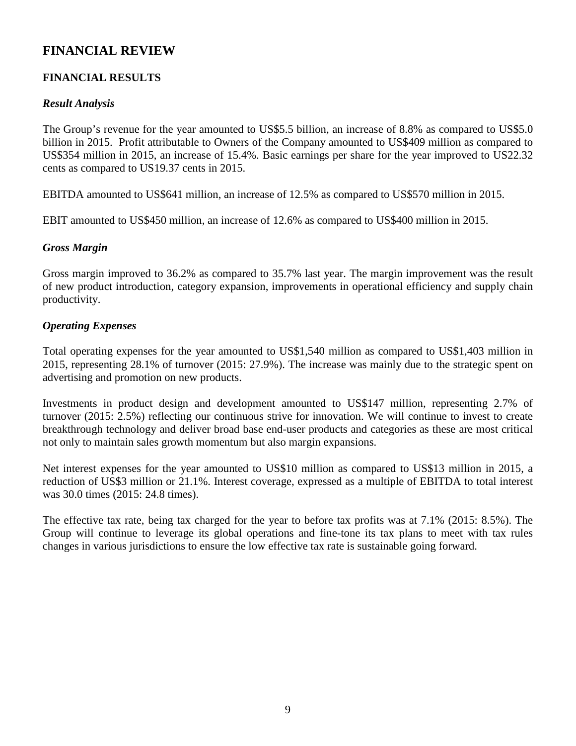# FINANCIAL REVIEW

## FINANCIAL RESULTS

### *Result Analysis*

The Group's revenue for the year amounted to US$5.5 billion, an increase of 8.8% as compared to US$5.0 billion in 2015. Profit attributable to Owners of the Company amounted to US$409 million as compared to US$354 million in 2015, an increase of 15.4%. Basic earnings per share for the year improved to US22.32 cents as compared to US19.37 cents in 2015.

EBITDA amounted to US$641 million, an increase of 12.5% as compared to US$570 million in 2015.

EBIT amounted to US$450 million, an increase of 12.6% as compared to US$400 million in 2015.

### *Gross Margin*

Gross margin improved to 36.2% as compared to 35.7% last year. The margin improvement was the result of new product introduction, category expansion, improvements in operational efficiency and supply chain productivity.

### *Operating Expenses*

Total operating expenses for the year amounted to US$1,540 million as compared to US$1,403 million in 2015, representing 28.1% of turnover (2015: 27.9%). The increase was mainly due to the strategic spent on advertising and promotion on new products.

Investments in product design and development amounted to US$147 million, representing 2.7% of turnover (2015: 2.5%) reflecting our continuous strive for innovation. We will continue to invest to create breakthrough technology and deliver broad base end-user products and categories as these are most critical not only to maintain sales growth momentum but also margin expansions.

Net interest expenses for the year amounted to US$10 million as compared to US$13 million in 2015, a reduction of US$3 million or 21.1%. Interest coverage, expressed as a multiple of EBITDA to total interest was 30.0 times (2015: 24.8 times).

The effective tax rate, being tax charged for the year to before tax profits was at 7.1% (2015: 8.5%). The Group will continue to leverage its global operations and fine-tone its tax plans to meet with tax rules changes in various jurisdictions to ensure the low effective tax rate is sustainable going forward.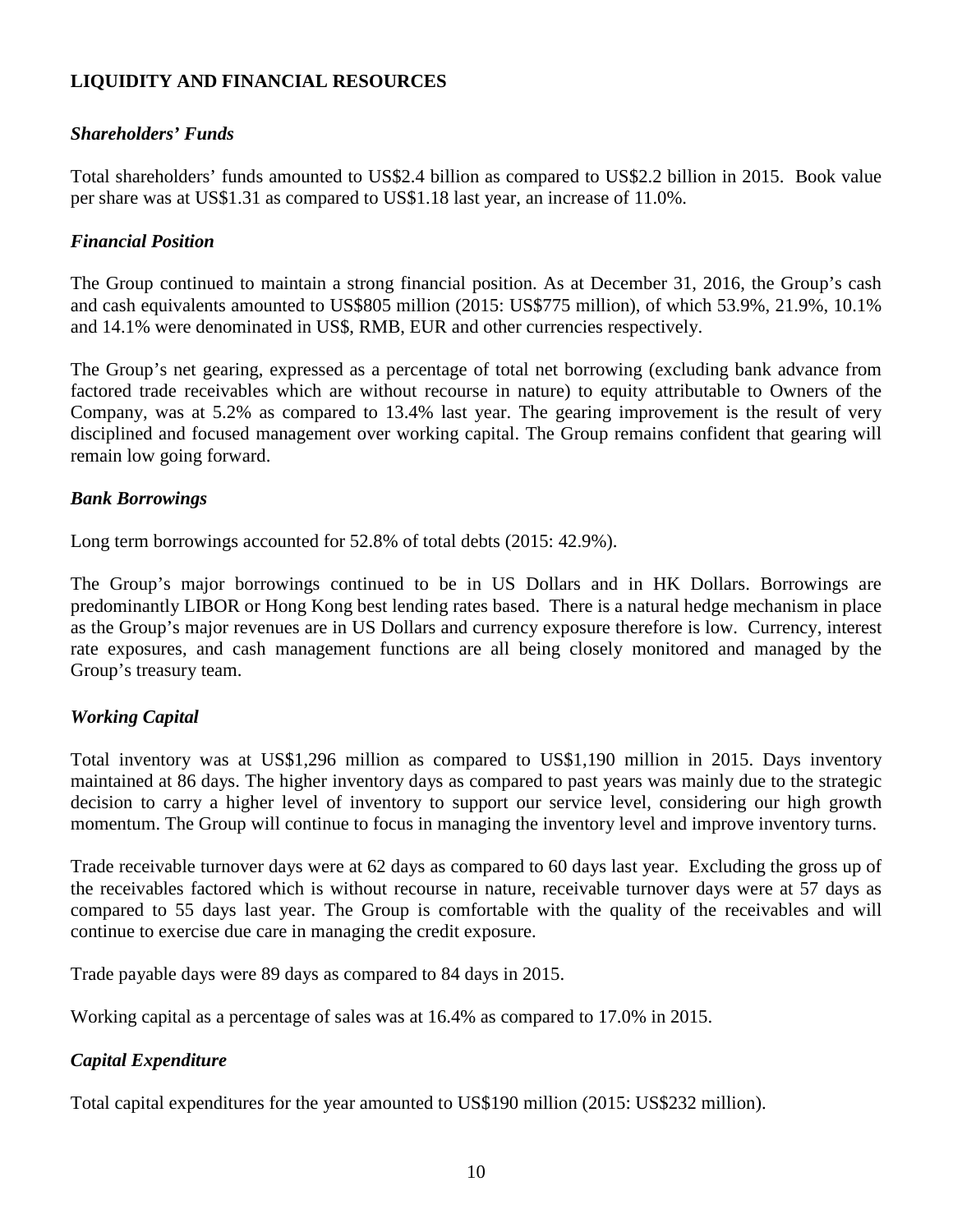## LIQUIDITY AND FINANCIAL RESOURCES

### *Shareholders' Funds*

Total shareholders' funds amounted to US$2.4 billion as compared to US$2.2 billion in 2015. Book value per share was at US$1.31 as compared to US$1.18 last year, an increase of 11.0%.

### *Financial Position*

The Group continued to maintain a strong financial position. As at December 31, 2016, the Group's cash and cash equivalents amounted to US$805 million (2015: US$775 million), of which 53.9%, 21.9%, 10.1% and 14.1% were denominated in US$, RMB, EUR and other currencies respectively.

The Group's net gearing, expressed as a percentage of total net borrowing (excluding bank advance from factored trade receivables which are without recourse in nature) to equity attributable to Owners of the Company, was at 5.2% as compared to 13.4% last year. The gearing improvement is the result of very disciplined and focused management over working capital. The Group remains confident that gearing will remain low going forward.

### *Bank Borrowings*

Long term borrowings accounted for 52.8% of total debts (2015: 42.9%).

The Group's major borrowings continued to be in US Dollars and in HK Dollars. Borrowings are predominantly LIBOR or Hong Kong best lending rates based. There is a natural hedge mechanism in place as the Group's major revenues are in US Dollars and currency exposure therefore is low. Currency, interest rate exposures, and cash management functions are all being closely monitored and managed by the Group's treasury team.

### *Working Capital*

Total inventory was at US$1,296 million as compared to US$1,190 million in 2015. Days inventory maintained at 86 days. The higher inventory days as compared to past years was mainly due to the strategic decision to carry a higher level of inventory to support our service level, considering our high growth momentum. The Group will continue to focus in managing the inventory level and improve inventory turns.

Trade receivable turnover days were at 62 days as compared to 60 days last year. Excluding the gross up of the receivables factored which is without recourse in nature, receivable turnover days were at 57 days as compared to 55 days last year. The Group is comfortable with the quality of the receivables and will continue to exercise due care in managing the credit exposure.

Trade payable days were 89 days as compared to 84 days in 2015.

Working capital as a percentage of sales was at 16.4% as compared to 17.0% in 2015.

### *Capital Expenditure*

Total capital expenditures for the year amounted to US$190 million (2015: US$232 million).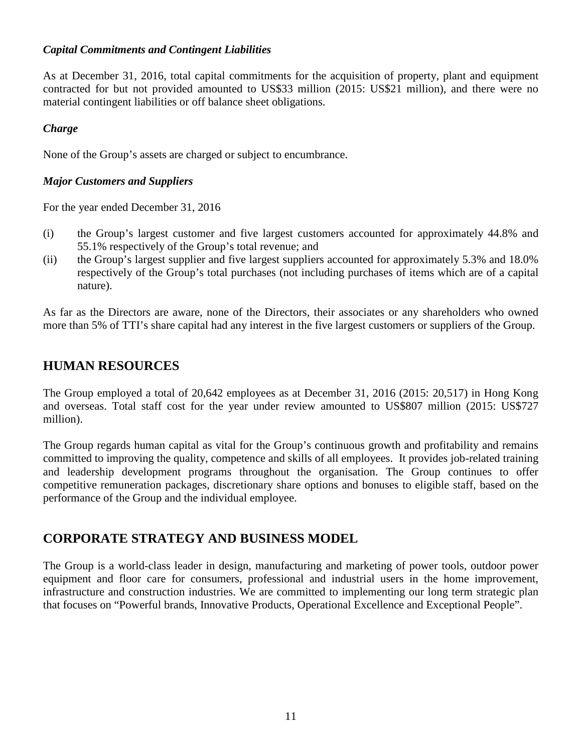### *Capital Commitments and Contingent Liabilities*

As at December 31, 2016, total capital commitments for the acquisition of property, plant and equipment contracted for but not provided amounted to US$33 million (2015: US$21 million), and there were no material contingent liabilities or off balance sheet obligations.

### *Charge*

None of the Group's assets are charged or subject to encumbrance.

### *Major Customers and Suppliers*

For the year ended December 31, 2016

(i) the Group's largest customer and five largest customers accounted for approximately 44.8% and 55.1% respectively of the Group's total revenue; and

(ii) the Group's largest supplier and five largest suppliers accounted for approximately 5.3% and 18.0% respectively of the Group's total purchases (not including purchases of items which are of a capital nature).

As far as the Directors are aware, none of the Directors, their associates or any shareholders who owned more than 5% of TTI's share capital had any interest in the five largest customers or suppliers of the Group.

## HUMAN RESOURCES

The Group employed a total of 20,642 employees as at December 31, 2016 (2015: 20,517) in Hong Kong and overseas. Total staff cost for the year under review amounted to US$807 million (2015: US$727 million).

The Group regards human capital as vital for the Group's continuous growth and profitability and remains committed to improving the quality, competence and skills of all employees. It provides job-related training and leadership development programs throughout the organisation. The Group continues to offer competitive remuneration packages, discretionary share options and bonuses to eligible staff, based on the performance of the Group and the individual employee.

## CORPORATE STRATEGY AND BUSINESS MODEL

The Group is a world-class leader in design, manufacturing and marketing of power tools, outdoor power equipment and floor care for consumers, professional and industrial users in the home improvement, infrastructure and construction industries. We are committed to implementing our long term strategic plan that focuses on "Powerful brands, Innovative Products, Operational Excellence and Exceptional People".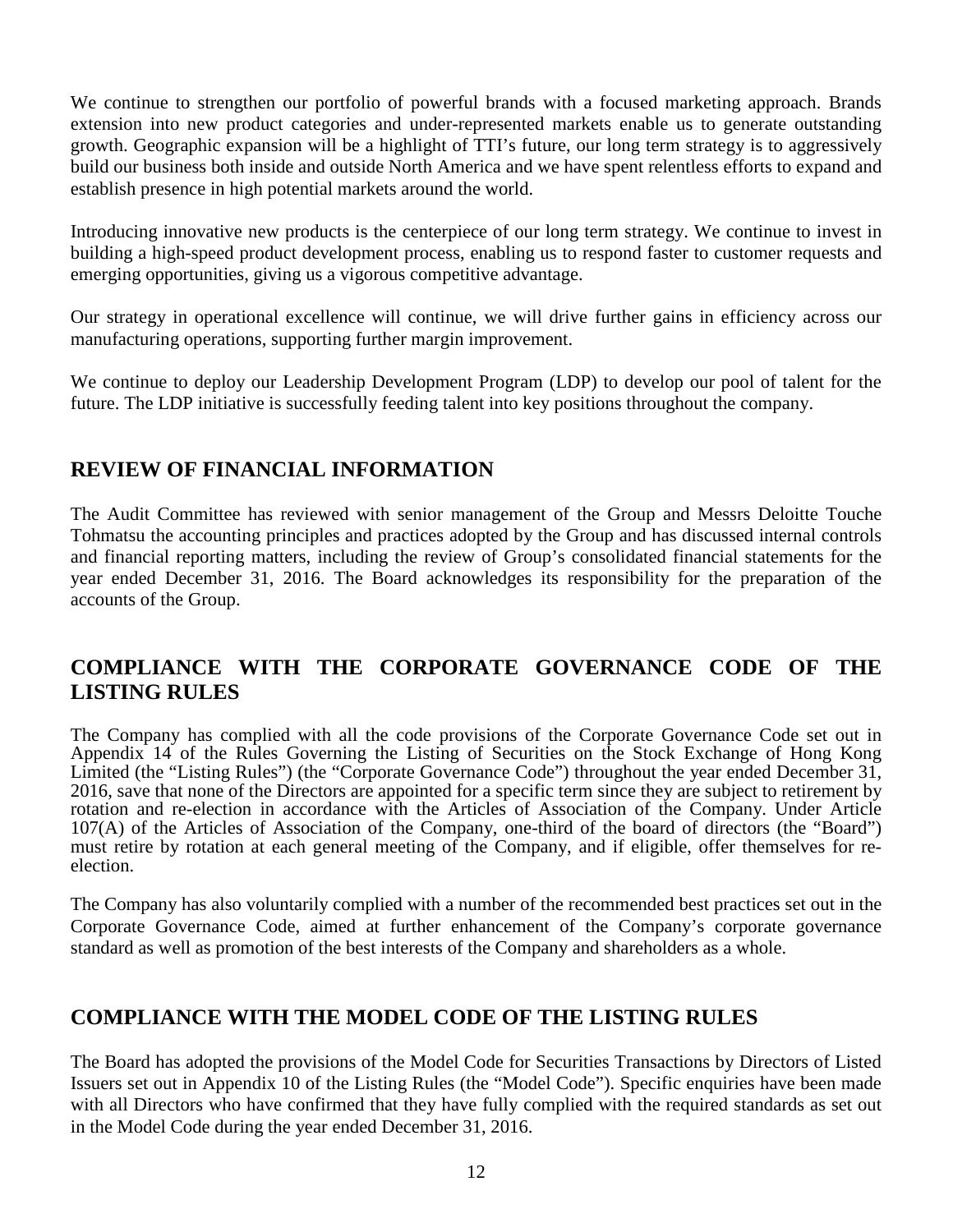We continue to strengthen our portfolio of powerful brands with a focused marketing approach. Brands extension into new product categories and under-represented markets enable us to generate outstanding growth. Geographic expansion will be a highlight of TTI's future, our long term strategy is to aggressively build our business both inside and outside North America and we have spent relentless efforts to expand and establish presence in high potential markets around the world.

Introducing innovative new products is the centerpiece of our long term strategy. We continue to invest in building a high-speed product development process, enabling us to respond faster to customer requests and emerging opportunities, giving us a vigorous competitive advantage.

Our strategy in operational excellence will continue, we will drive further gains in efficiency across our manufacturing operations, supporting further margin improvement.

We continue to deploy our Leadership Development Program (LDP) to develop our pool of talent for the future. The LDP initiative is successfully feeding talent into key positions throughout the company.

## REVIEW OF FINANCIAL INFORMATION

The Audit Committee has reviewed with senior management of the Group and Messrs Deloitte Touche Tohmatsu the accounting principles and practices adopted by the Group and has discussed internal controls and financial reporting matters, including the review of Group's consolidated financial statements for the year ended December 31, 2016. The Board acknowledges its responsibility for the preparation of the accounts of the Group.

## COMPLIANCE WITH THE CORPORATE GOVERNANCE CODE OF THE LISTING RULES

The Company has complied with all the code provisions of the Corporate Governance Code set out in Appendix 14 of the Rules Governing the Listing of Securities on the Stock Exchange of Hong Kong Limited (the "Listing Rules") (the "Corporate Governance Code") throughout the year ended December 31, 2016, save that none of the Directors are appointed for a specific term since they are subject to retirement by rotation and re-election in accordance with the Articles of Association of the Company. Under Article 107(A) of the Articles of Association of the Company, one-third of the board of directors (the "Board") must retire by rotation at each general meeting of the Company, and if eligible, offer themselves for re-election.

The Company has also voluntarily complied with a number of the recommended best practices set out in the Corporate Governance Code, aimed at further enhancement of the Company's corporate governance standard as well as promotion of the best interests of the Company and shareholders as a whole.

## COMPLIANCE WITH THE MODEL CODE OF THE LISTING RULES

The Board has adopted the provisions of the Model Code for Securities Transactions by Directors of Listed Issuers set out in Appendix 10 of the Listing Rules (the "Model Code"). Specific enquiries have been made with all Directors who have confirmed that they have fully complied with the required standards as set out in the Model Code during the year ended December 31, 2016.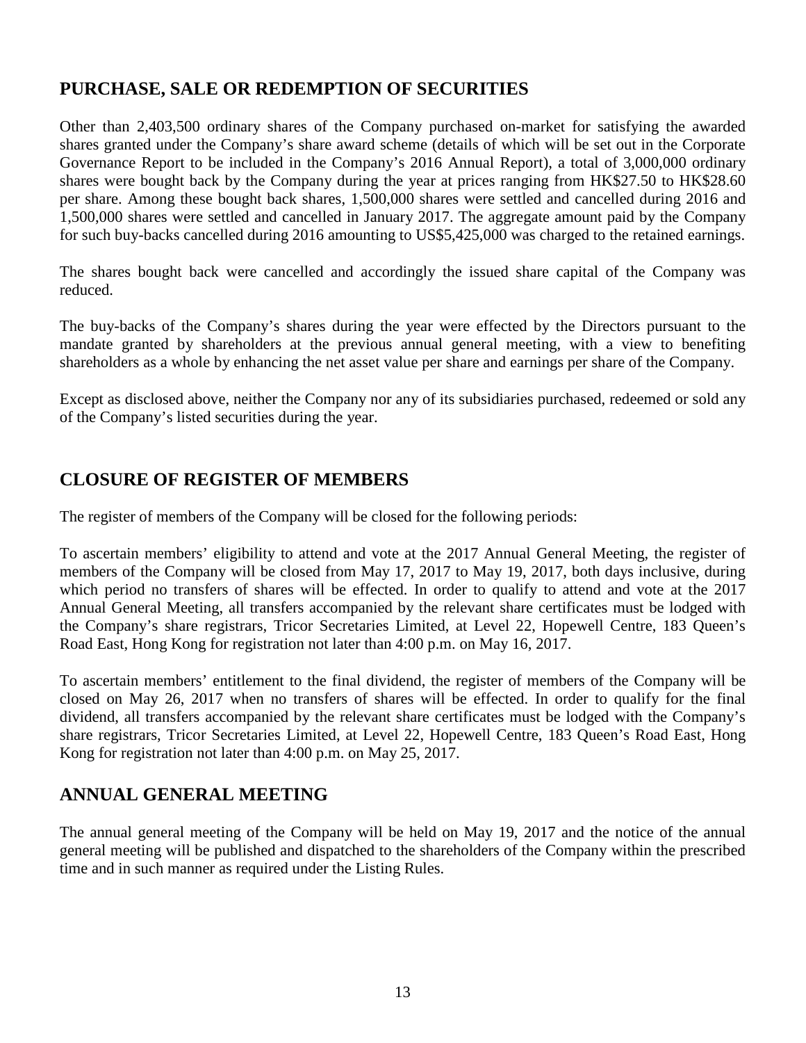## PURCHASE, SALE OR REDEMPTION OF SECURITIES

Other than 2,403,500 ordinary shares of the Company purchased on-market for satisfying the awarded shares granted under the Company's share award scheme (details of which will be set out in the Corporate Governance Report to be included in the Company's 2016 Annual Report), a total of 3,000,000 ordinary shares were bought back by the Company during the year at prices ranging from HK$27.50 to HK$28.60 per share. Among these bought back shares, 1,500,000 shares were settled and cancelled during 2016 and 1,500,000 shares were settled and cancelled in January 2017. The aggregate amount paid by the Company for such buy-backs cancelled during 2016 amounting to US$5,425,000 was charged to the retained earnings.

The shares bought back were cancelled and accordingly the issued share capital of the Company was reduced.

The buy-backs of the Company's shares during the year were effected by the Directors pursuant to the mandate granted by shareholders at the previous annual general meeting, with a view to benefiting shareholders as a whole by enhancing the net asset value per share and earnings per share of the Company.

Except as disclosed above, neither the Company nor any of its subsidiaries purchased, redeemed or sold any of the Company's listed securities during the year.

## CLOSURE OF REGISTER OF MEMBERS

The register of members of the Company will be closed for the following periods:

To ascertain members' eligibility to attend and vote at the 2017 Annual General Meeting, the register of members of the Company will be closed from May 17, 2017 to May 19, 2017, both days inclusive, during which period no transfers of shares will be effected. In order to qualify to attend and vote at the 2017 Annual General Meeting, all transfers accompanied by the relevant share certificates must be lodged with the Company's share registrars, Tricor Secretaries Limited, at Level 22, Hopewell Centre, 183 Queen's Road East, Hong Kong for registration not later than 4:00 p.m. on May 16, 2017.

To ascertain members' entitlement to the final dividend, the register of members of the Company will be closed on May 26, 2017 when no transfers of shares will be effected. In order to qualify for the final dividend, all transfers accompanied by the relevant share certificates must be lodged with the Company's share registrars, Tricor Secretaries Limited, at Level 22, Hopewell Centre, 183 Queen's Road East, Hong Kong for registration not later than 4:00 p.m. on May 25, 2017.

## ANNUAL GENERAL MEETING

The annual general meeting of the Company will be held on May 19, 2017 and the notice of the annual general meeting will be published and dispatched to the shareholders of the Company within the prescribed time and in such manner as required under the Listing Rules.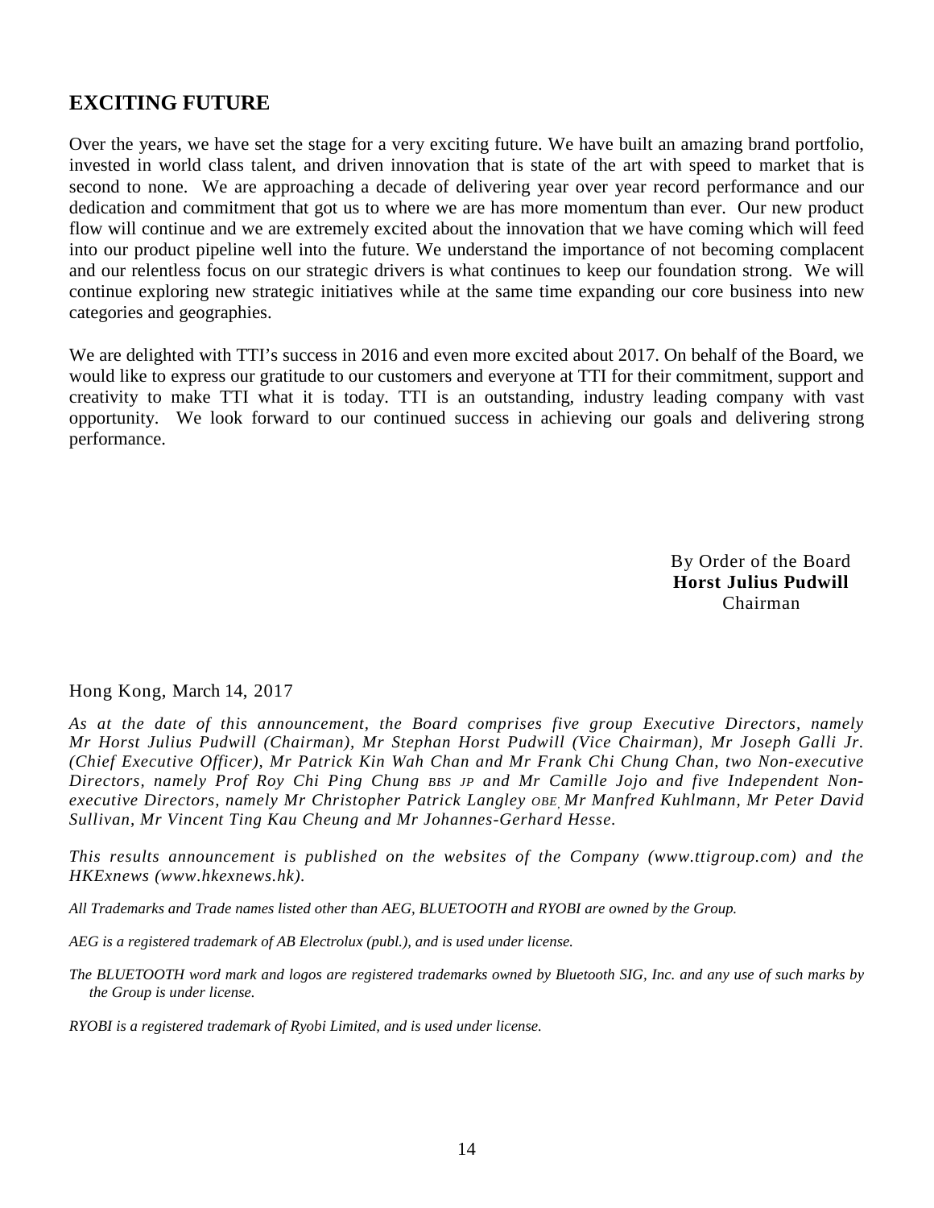## EXCITING FUTURE

Over the years, we have set the stage for a very exciting future. We have built an amazing brand portfolio, invested in world class talent, and driven innovation that is state of the art with speed to market that is second to none. We are approaching a decade of delivering year over year record performance and our dedication and commitment that got us to where we are has more momentum than ever. Our new product flow will continue and we are extremely excited about the innovation that we have coming which will feed into our product pipeline well into the future. We understand the importance of not becoming complacent and our relentless focus on our strategic drivers is what continues to keep our foundation strong. We will continue exploring new strategic initiatives while at the same time expanding our core business into new categories and geographies.

We are delighted with TTI's success in 2016 and even more excited about 2017. On behalf of the Board, we would like to express our gratitude to our customers and everyone at TTI for their commitment, support and creativity to make TTI what it is today. TTI is an outstanding, industry leading company with vast opportunity. We look forward to our continued success in achieving our goals and delivering strong performance.

By Order of the Board
**Horst Julius Pudwill**
Chairman

Hong Kong, March 14, 2017

*As at the date of this announcement, the Board comprises five group Executive Directors, namely Mr Horst Julius Pudwill (Chairman), Mr Stephan Horst Pudwill (Vice Chairman), Mr Joseph Galli Jr. (Chief Executive Officer), Mr Patrick Kin Wah Chan and Mr Frank Chi Chung Chan, two Non-executive Directors, namely Prof Roy Chi Ping Chung BBS JP and Mr Camille Jojo and five Independent Non-executive Directors, namely Mr Christopher Patrick Langley OBE, Mr Manfred Kuhlmann, Mr Peter David Sullivan, Mr Vincent Ting Kau Cheung and Mr Johannes-Gerhard Hesse.*

*This results announcement is published on the websites of the Company (www.ttigroup.com) and the HKExnews (www.hkexnews.hk).*

*All Trademarks and Trade names listed other than AEG, BLUETOOTH and RYOBI are owned by the Group.*

*AEG is a registered trademark of AB Electrolux (publ.), and is used under license.*

*The BLUETOOTH word mark and logos are registered trademarks owned by Bluetooth SIG, Inc. and any use of such marks by the Group is under license.*

*RYOBI is a registered trademark of Ryobi Limited, and is used under license.*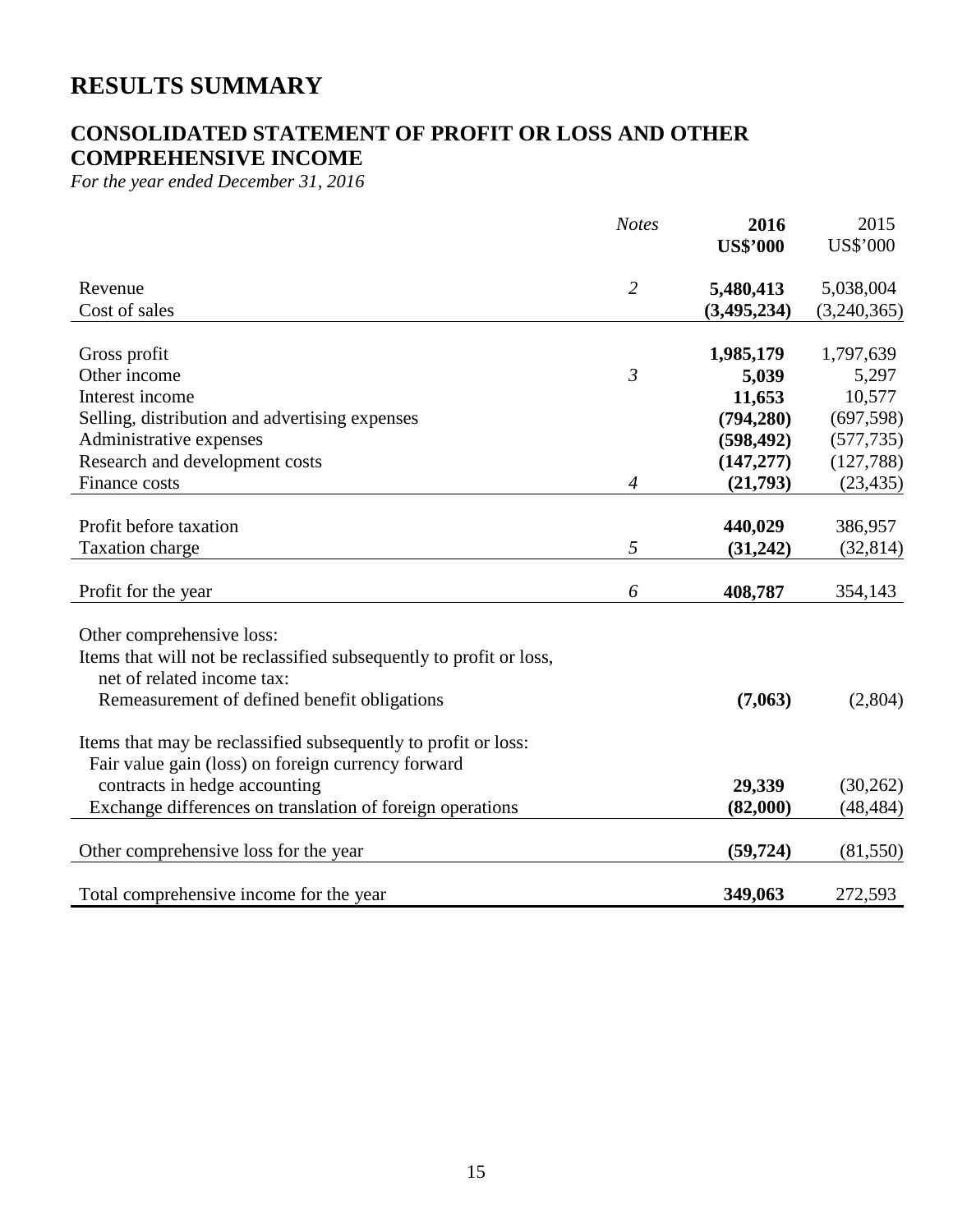# RESULTS SUMMARY

## CONSOLIDATED STATEMENT OF PROFIT OR LOSS AND OTHER COMPREHENSIVE INCOME

*For the year ended December 31, 2016*

| | *Notes* | **2016** **US$'000** | 2015 US$'000 |
|---|---|---|---|
| Revenue | *2* | **5,480,413** | 5,038,004 |
| Cost of sales | | **(3,495,234)** | (3,240,365) |
| Gross profit | | **1,985,179** | 1,797,639 |
| Other income | *3* | **5,039** | 5,297 |
| Interest income | | **11,653** | 10,577 |
| Selling, distribution and advertising expenses | | **(794,280)** | (697,598) |
| Administrative expenses | | **(598,492)** | (577,735) |
| Research and development costs | | **(147,277)** | (127,788) |
| Finance costs | *4* | **(21,793)** | (23,435) |
| Profit before taxation | | **440,029** | 386,957 |
| Taxation charge | *5* | **(31,242)** | (32,814) |
| Profit for the year | *6* | **408,787** | 354,143 |
| Other comprehensive loss: | | | |
| Items that will not be reclassified subsequently to profit or loss, net of related income tax: | | | |
| Remeasurement of defined benefit obligations | | **(7,063)** | (2,804) |
| Items that may be reclassified subsequently to profit or loss: | | | |
| Fair value gain (loss) on foreign currency forward contracts in hedge accounting | | **29,339** | (30,262) |
| Exchange differences on translation of foreign operations | | **(82,000)** | (48,484) |
| Other comprehensive loss for the year | | **(59,724)** | (81,550) |
| Total comprehensive income for the year | | **349,063** | 272,593 |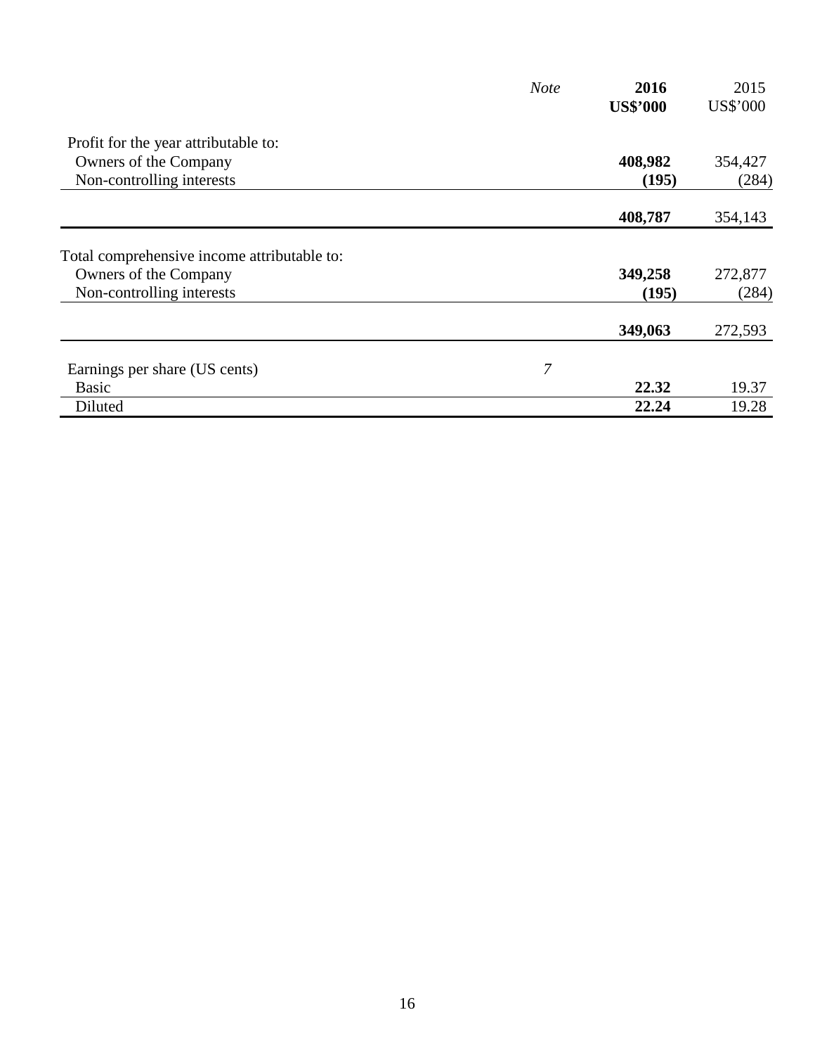| | *Note* | **2016** **US$'000** | 2015 US$'000 |
|---|---|---|---|
| Profit for the year attributable to: | | | |
| Owners of the Company | | **408,982** | 354,427 |
| Non-controlling interests | | **(195)** | (284) |
| | | **408,787** | 354,143 |
| Total comprehensive income attributable to: | | | |
| Owners of the Company | | **349,258** | 272,877 |
| Non-controlling interests | | **(195)** | (284) |
| | | **349,063** | 272,593 |
| Earnings per share (US cents) | *7* | | |
| Basic | | **22.32** | 19.37 |
| Diluted | | **22.24** | 19.28 |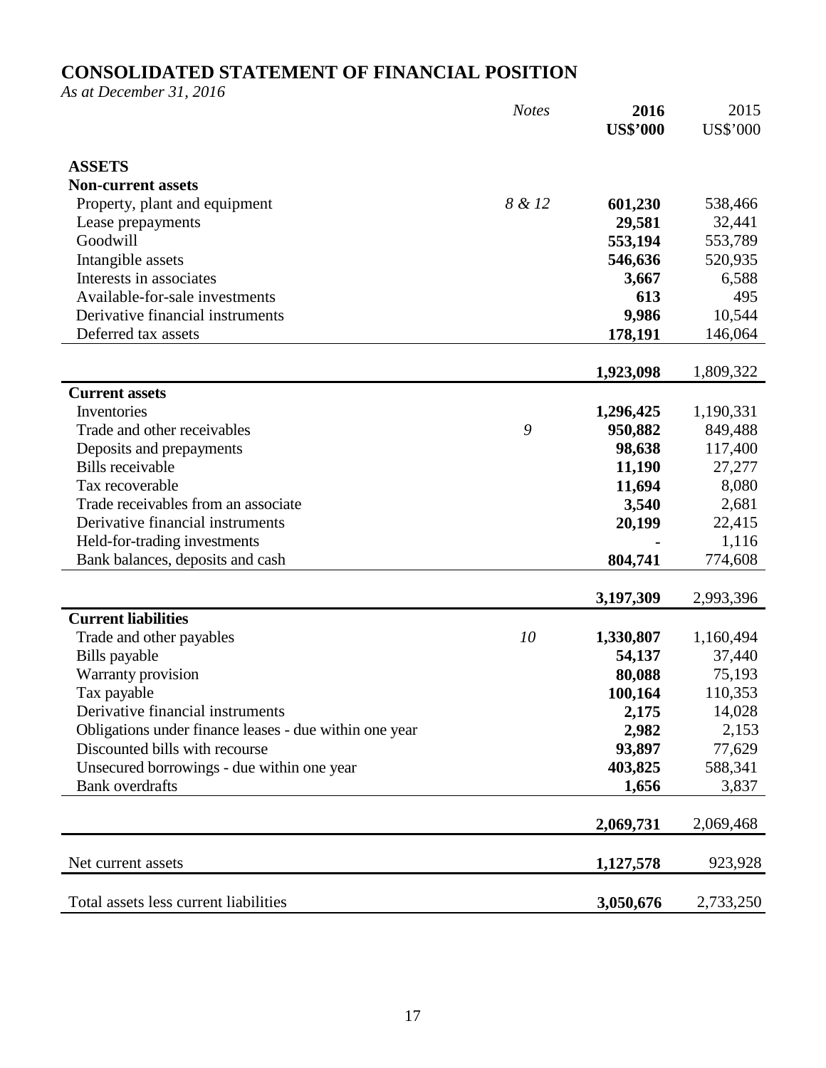# CONSOLIDATED STATEMENT OF FINANCIAL POSITION

*As at December 31, 2016*

| | *Notes* | **2016 US$'000** | 2015 US$'000 |
|---|---|---|---|
| **ASSETS** | | | |
| **Non-current assets** | | | |
| Property, plant and equipment | *8 & 12* | **601,230** | 538,466 |
| Lease prepayments | | **29,581** | 32,441 |
| Goodwill | | **553,194** | 553,789 |
| Intangible assets | | **546,636** | 520,935 |
| Interests in associates | | **3,667** | 6,588 |
| Available-for-sale investments | | **613** | 495 |
| Derivative financial instruments | | **9,986** | 10,544 |
| Deferred tax assets | | **178,191** | 146,064 |
| | | **1,923,098** | 1,809,322 |
| **Current assets** | | | |
| Inventories | | **1,296,425** | 1,190,331 |
| Trade and other receivables | *9* | **950,882** | 849,488 |
| Deposits and prepayments | | **98,638** | 117,400 |
| Bills receivable | | **11,190** | 27,277 |
| Tax recoverable | | **11,694** | 8,080 |
| Trade receivables from an associate | | **3,540** | 2,681 |
| Derivative financial instruments | | **20,199** | 22,415 |
| Held-for-trading investments | | **-** | 1,116 |
| Bank balances, deposits and cash | | **804,741** | 774,608 |
| | | **3,197,309** | 2,993,396 |
| **Current liabilities** | | | |
| Trade and other payables | *10* | **1,330,807** | 1,160,494 |
| Bills payable | | **54,137** | 37,440 |
| Warranty provision | | **80,088** | 75,193 |
| Tax payable | | **100,164** | 110,353 |
| Derivative financial instruments | | **2,175** | 14,028 |
| Obligations under finance leases - due within one year | | **2,982** | 2,153 |
| Discounted bills with recourse | | **93,897** | 77,629 |
| Unsecured borrowings - due within one year | | **403,825** | 588,341 |
| Bank overdrafts | | **1,656** | 3,837 |
| | | **2,069,731** | 2,069,468 |
| Net current assets | | **1,127,578** | 923,928 |
| Total assets less current liabilities | | **3,050,676** | 2,733,250 |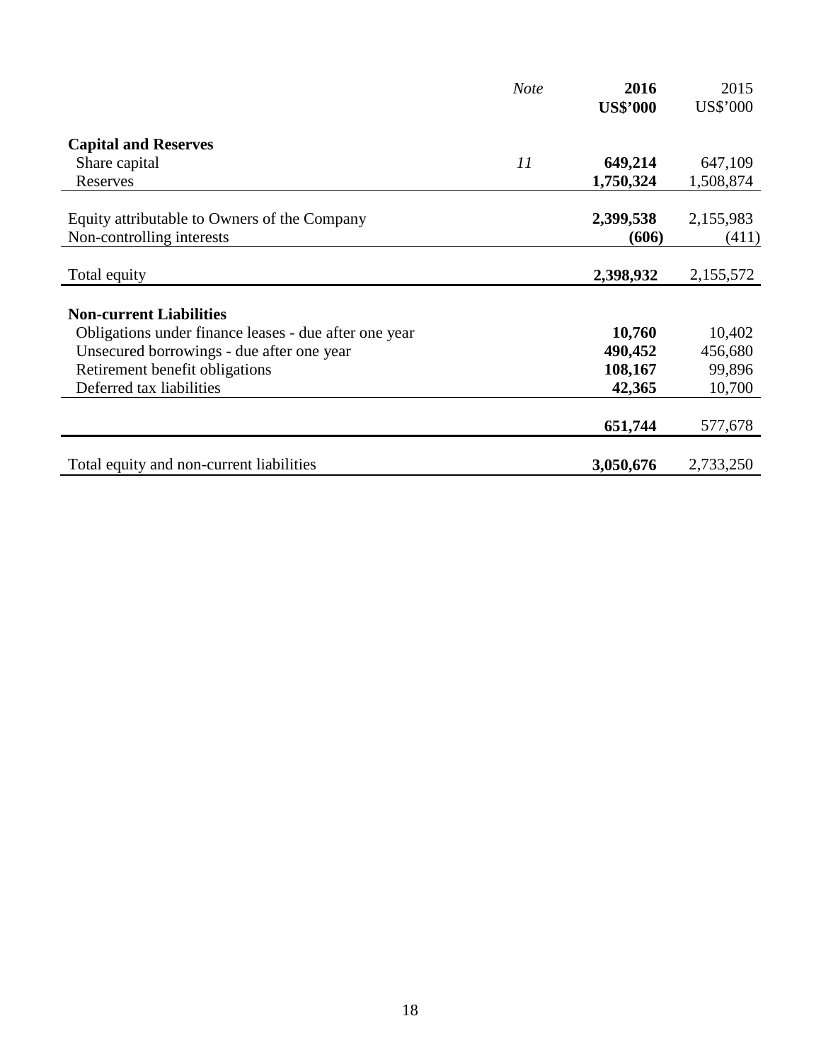| | *Note* | **2016**<br>**US$'000** | 2015<br>US$'000 |
|---|---|---|---|
| **Capital and Reserves** | | | |
| Share capital | *11* | **649,214** | 647,109 |
| Reserves | | **1,750,324** | 1,508,874 |
| Equity attributable to Owners of the Company | | **2,399,538** | 2,155,983 |
| Non-controlling interests | | **(606)** | (411) |
| Total equity | | **2,398,932** | 2,155,572 |
| **Non-current Liabilities** | | | |
| Obligations under finance leases - due after one year | | **10,760** | 10,402 |
| Unsecured borrowings - due after one year | | **490,452** | 456,680 |
| Retirement benefit obligations | | **108,167** | 99,896 |
| Deferred tax liabilities | | **42,365** | 10,700 |
| | | **651,744** | 577,678 |
| Total equity and non-current liabilities | | **3,050,676** | 2,733,250 |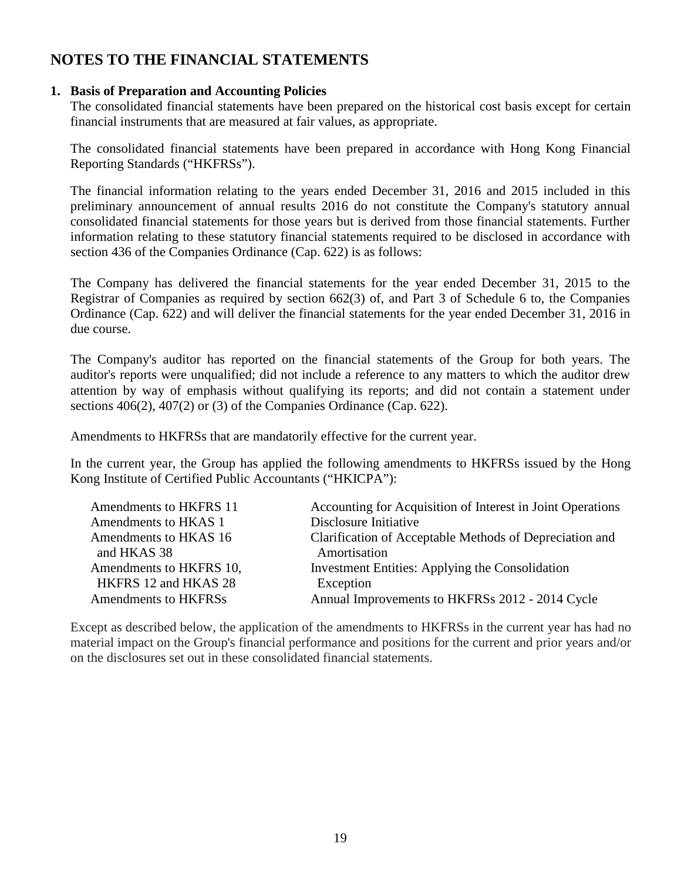# NOTES TO THE FINANCIAL STATEMENTS

**1. Basis of Preparation and Accounting Policies**

The consolidated financial statements have been prepared on the historical cost basis except for certain financial instruments that are measured at fair values, as appropriate.

The consolidated financial statements have been prepared in accordance with Hong Kong Financial Reporting Standards ("HKFRSs").

The financial information relating to the years ended December 31, 2016 and 2015 included in this preliminary announcement of annual results 2016 do not constitute the Company's statutory annual consolidated financial statements for those years but is derived from those financial statements. Further information relating to these statutory financial statements required to be disclosed in accordance with section 436 of the Companies Ordinance (Cap. 622) is as follows:

The Company has delivered the financial statements for the year ended December 31, 2015 to the Registrar of Companies as required by section 662(3) of, and Part 3 of Schedule 6 to, the Companies Ordinance (Cap. 622) and will deliver the financial statements for the year ended December 31, 2016 in due course.

The Company's auditor has reported on the financial statements of the Group for both years. The auditor's reports were unqualified; did not include a reference to any matters to which the auditor drew attention by way of emphasis without qualifying its reports; and did not contain a statement under sections 406(2), 407(2) or (3) of the Companies Ordinance (Cap. 622).

Amendments to HKFRSs that are mandatorily effective for the current year.

In the current year, the Group has applied the following amendments to HKFRSs issued by the Hong Kong Institute of Certified Public Accountants ("HKICPA"):

| | |
|---|---|
| Amendments to HKFRS 11 | Accounting for Acquisition of Interest in Joint Operations |
| Amendments to HKAS 1 | Disclosure Initiative |
| Amendments to HKAS 16 and HKAS 38 | Clarification of Acceptable Methods of Depreciation and Amortisation |
| Amendments to HKFRS 10, HKFRS 12 and HKAS 28 | Investment Entities: Applying the Consolidation Exception |
| Amendments to HKFRSs | Annual Improvements to HKFRSs 2012 - 2014 Cycle |

Except as described below, the application of the amendments to HKFRSs in the current year has had no material impact on the Group's financial performance and positions for the current and prior years and/or on the disclosures set out in these consolidated financial statements.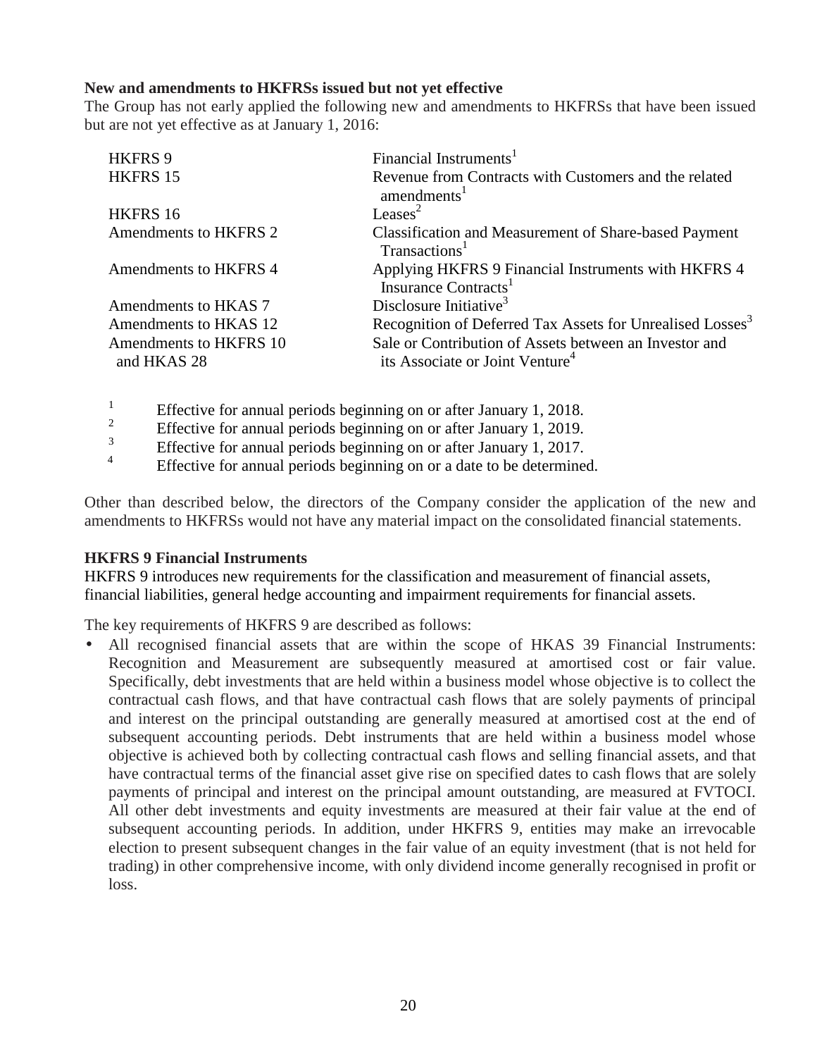**New and amendments to HKFRSs issued but not yet effective**

The Group has not early applied the following new and amendments to HKFRSs that have been issued but are not yet effective as at January 1, 2016:

| | |
|---|---|
| HKFRS 9 | Financial Instruments[1] |
| HKFRS 15 | Revenue from Contracts with Customers and the related amendments[1] |
| HKFRS 16 | Leases[2] |
| Amendments to HKFRS 2 | Classification and Measurement of Share-based Payment Transactions[1] |
| Amendments to HKFRS 4 | Applying HKFRS 9 Financial Instruments with HKFRS 4 Insurance Contracts[1] |
| Amendments to HKAS 7 | Disclosure Initiative[3] |
| Amendments to HKAS 12 | Recognition of Deferred Tax Assets for Unrealised Losses[3] |
| Amendments to HKFRS 10 and HKAS 28 | Sale or Contribution of Assets between an Investor and its Associate or Joint Venture[4] |

[1] Effective for annual periods beginning on or after January 1, 2018.
[2] Effective for annual periods beginning on or after January 1, 2019.
[3] Effective for annual periods beginning on or after January 1, 2017.
[4] Effective for annual periods beginning on or a date to be determined.

Other than described below, the directors of the Company consider the application of the new and amendments to HKFRSs would not have any material impact on the consolidated financial statements.

**HKFRS 9 Financial Instruments**

HKFRS 9 introduces new requirements for the classification and measurement of financial assets, financial liabilities, general hedge accounting and impairment requirements for financial assets.

The key requirements of HKFRS 9 are described as follows:

- All recognised financial assets that are within the scope of HKAS 39 Financial Instruments: Recognition and Measurement are subsequently measured at amortised cost or fair value. Specifically, debt investments that are held within a business model whose objective is to collect the contractual cash flows, and that have contractual cash flows that are solely payments of principal and interest on the principal outstanding are generally measured at amortised cost at the end of subsequent accounting periods. Debt instruments that are held within a business model whose objective is achieved both by collecting contractual cash flows and selling financial assets, and that have contractual terms of the financial asset give rise on specified dates to cash flows that are solely payments of principal and interest on the principal amount outstanding, are measured at FVTOCI. All other debt investments and equity investments are measured at their fair value at the end of subsequent accounting periods. In addition, under HKFRS 9, entities may make an irrevocable election to present subsequent changes in the fair value of an equity investment (that is not held for trading) in other comprehensive income, with only dividend income generally recognised in profit or loss.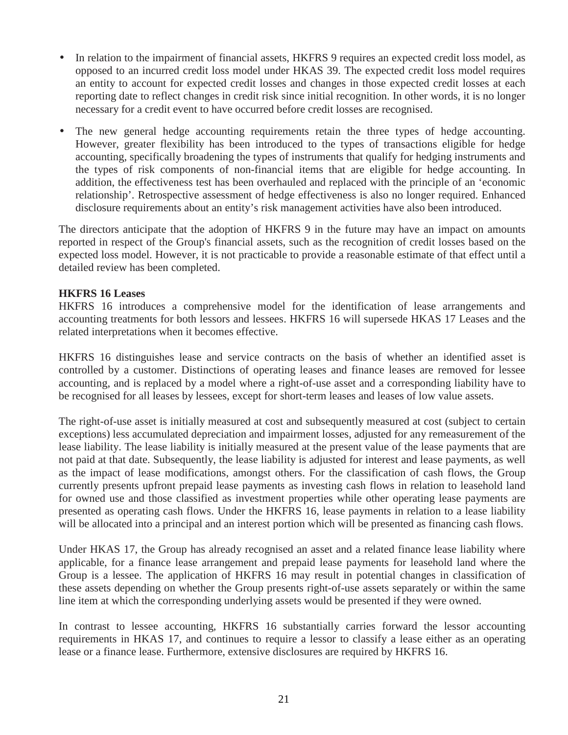- In relation to the impairment of financial assets, HKFRS 9 requires an expected credit loss model, as opposed to an incurred credit loss model under HKAS 39. The expected credit loss model requires an entity to account for expected credit losses and changes in those expected credit losses at each reporting date to reflect changes in credit risk since initial recognition. In other words, it is no longer necessary for a credit event to have occurred before credit losses are recognised.
- The new general hedge accounting requirements retain the three types of hedge accounting. However, greater flexibility has been introduced to the types of transactions eligible for hedge accounting, specifically broadening the types of instruments that qualify for hedging instruments and the types of risk components of non-financial items that are eligible for hedge accounting. In addition, the effectiveness test has been overhauled and replaced with the principle of an 'economic relationship'. Retrospective assessment of hedge effectiveness is also no longer required. Enhanced disclosure requirements about an entity's risk management activities have also been introduced.

The directors anticipate that the adoption of HKFRS 9 in the future may have an impact on amounts reported in respect of the Group's financial assets, such as the recognition of credit losses based on the expected loss model. However, it is not practicable to provide a reasonable estimate of that effect until a detailed review has been completed.

**HKFRS 16 Leases**

HKFRS 16 introduces a comprehensive model for the identification of lease arrangements and accounting treatments for both lessors and lessees. HKFRS 16 will supersede HKAS 17 Leases and the related interpretations when it becomes effective.

HKFRS 16 distinguishes lease and service contracts on the basis of whether an identified asset is controlled by a customer. Distinctions of operating leases and finance leases are removed for lessee accounting, and is replaced by a model where a right-of-use asset and a corresponding liability have to be recognised for all leases by lessees, except for short-term leases and leases of low value assets.

The right-of-use asset is initially measured at cost and subsequently measured at cost (subject to certain exceptions) less accumulated depreciation and impairment losses, adjusted for any remeasurement of the lease liability. The lease liability is initially measured at the present value of the lease payments that are not paid at that date. Subsequently, the lease liability is adjusted for interest and lease payments, as well as the impact of lease modifications, amongst others. For the classification of cash flows, the Group currently presents upfront prepaid lease payments as investing cash flows in relation to leasehold land for owned use and those classified as investment properties while other operating lease payments are presented as operating cash flows. Under the HKFRS 16, lease payments in relation to a lease liability will be allocated into a principal and an interest portion which will be presented as financing cash flows.

Under HKAS 17, the Group has already recognised an asset and a related finance lease liability where applicable, for a finance lease arrangement and prepaid lease payments for leasehold land where the Group is a lessee. The application of HKFRS 16 may result in potential changes in classification of these assets depending on whether the Group presents right-of-use assets separately or within the same line item at which the corresponding underlying assets would be presented if they were owned.

In contrast to lessee accounting, HKFRS 16 substantially carries forward the lessor accounting requirements in HKAS 17, and continues to require a lessor to classify a lease either as an operating lease or a finance lease. Furthermore, extensive disclosures are required by HKFRS 16.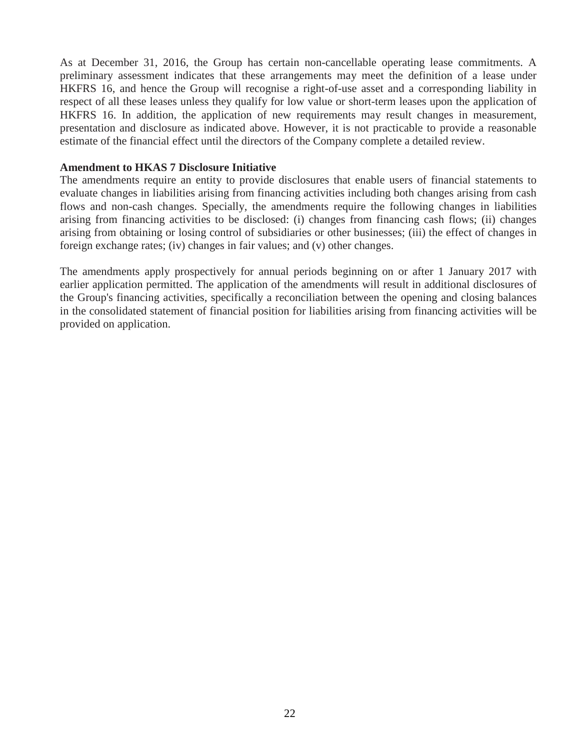As at December 31, 2016, the Group has certain non-cancellable operating lease commitments. A preliminary assessment indicates that these arrangements may meet the definition of a lease under HKFRS 16, and hence the Group will recognise a right-of-use asset and a corresponding liability in respect of all these leases unless they qualify for low value or short-term leases upon the application of HKFRS 16. In addition, the application of new requirements may result changes in measurement, presentation and disclosure as indicated above. However, it is not practicable to provide a reasonable estimate of the financial effect until the directors of the Company complete a detailed review.

**Amendment to HKAS 7 Disclosure Initiative**

The amendments require an entity to provide disclosures that enable users of financial statements to evaluate changes in liabilities arising from financing activities including both changes arising from cash flows and non-cash changes. Specially, the amendments require the following changes in liabilities arising from financing activities to be disclosed: (i) changes from financing cash flows; (ii) changes arising from obtaining or losing control of subsidiaries or other businesses; (iii) the effect of changes in foreign exchange rates; (iv) changes in fair values; and (v) other changes.

The amendments apply prospectively for annual periods beginning on or after 1 January 2017 with earlier application permitted. The application of the amendments will result in additional disclosures of the Group's financing activities, specifically a reconciliation between the opening and closing balances in the consolidated statement of financial position for liabilities arising from financing activities will be provided on application.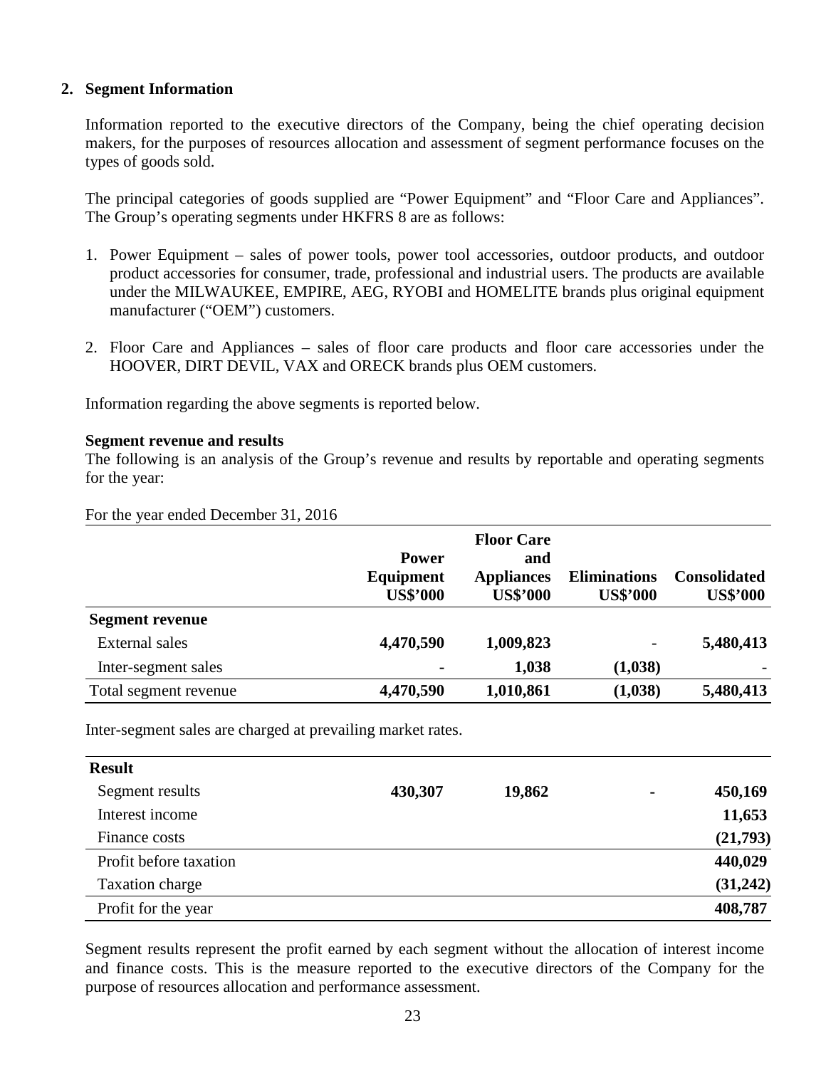## 2. Segment Information

Information reported to the executive directors of the Company, being the chief operating decision makers, for the purposes of resources allocation and assessment of segment performance focuses on the types of goods sold.

The principal categories of goods supplied are "Power Equipment" and "Floor Care and Appliances". The Group's operating segments under HKFRS 8 are as follows:

1. Power Equipment – sales of power tools, power tool accessories, outdoor products, and outdoor product accessories for consumer, trade, professional and industrial users. The products are available under the MILWAUKEE, EMPIRE, AEG, RYOBI and HOMELITE brands plus original equipment manufacturer ("OEM") customers.

2. Floor Care and Appliances – sales of floor care products and floor care accessories under the HOOVER, DIRT DEVIL, VAX and ORECK brands plus OEM customers.

Information regarding the above segments is reported below.

**Segment revenue and results**

The following is an analysis of the Group's revenue and results by reportable and operating segments for the year:

For the year ended December 31, 2016

| | **Power Equipment US$'000** | **Floor Care and Appliances US$'000** | **Eliminations US$'000** | **Consolidated US$'000** |
|---|---|---|---|---|
| **Segment revenue** | | | | |
| External sales | **4,470,590** | **1,009,823** | - | **5,480,413** |
| Inter-segment sales | **-** | **1,038** | **(1,038)** | - |
| Total segment revenue | **4,470,590** | **1,010,861** | **(1,038)** | **5,480,413** |

Inter-segment sales are charged at prevailing market rates.

| **Result** | | | | |
|---|---|---|---|---|
| Segment results | **430,307** | **19,862** | **-** | **450,169** |
| Interest income | | | | **11,653** |
| Finance costs | | | | **(21,793)** |
| Profit before taxation | | | | **440,029** |
| Taxation charge | | | | **(31,242)** |
| Profit for the year | | | | **408,787** |

Segment results represent the profit earned by each segment without the allocation of interest income and finance costs. This is the measure reported to the executive directors of the Company for the purpose of resources allocation and performance assessment.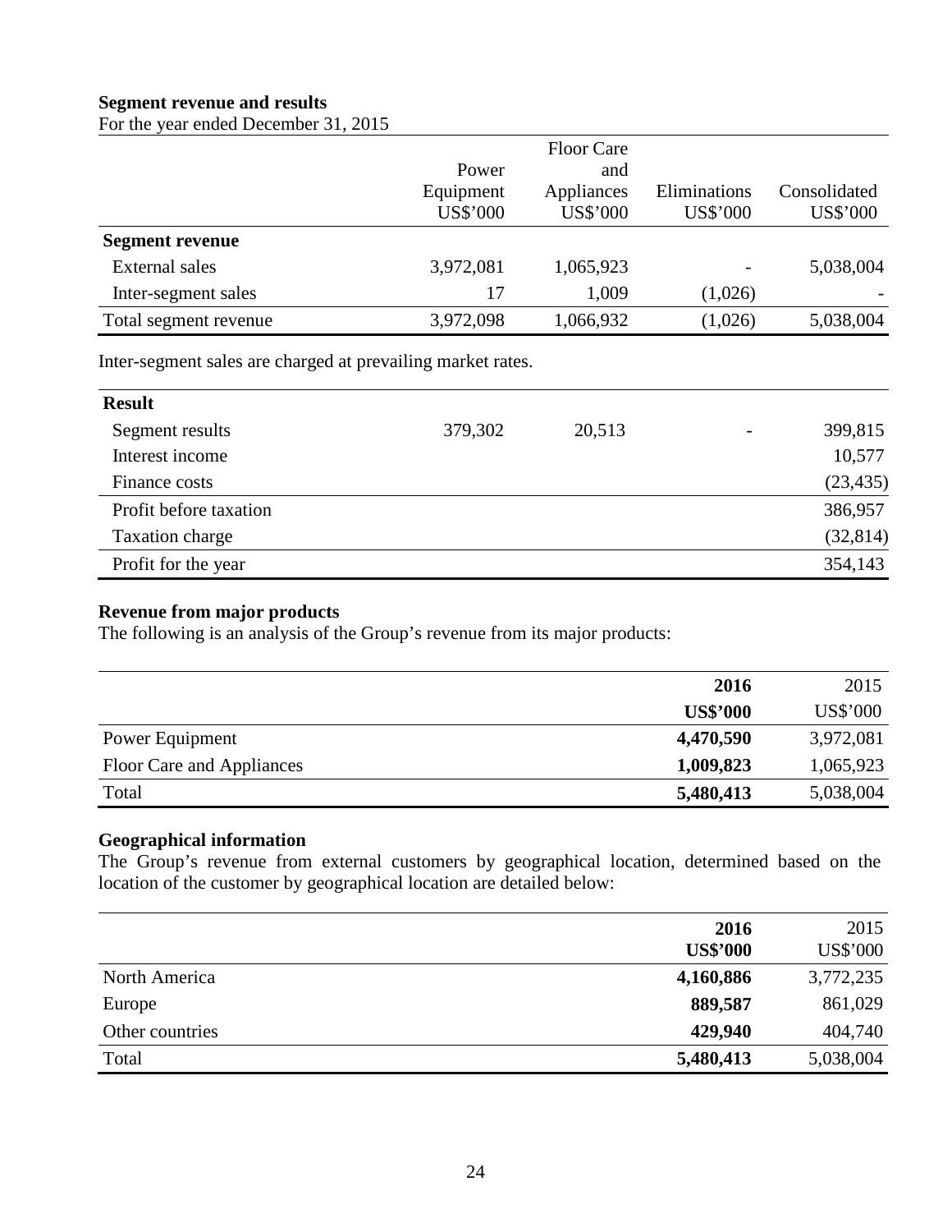**Segment revenue and results**

For the year ended December 31, 2015

| | Power Equipment US$'000 | Floor Care and Appliances US$'000 | Eliminations US$'000 | Consolidated US$'000 |
|---|---|---|---|---|
| **Segment revenue** | | | | |
| External sales | 3,972,081 | 1,065,923 | - | 5,038,004 |
| Inter-segment sales | 17 | 1,009 | (1,026) | - |
| Total segment revenue | 3,972,098 | 1,066,932 | (1,026) | 5,038,004 |

Inter-segment sales are charged at prevailing market rates.

| | | | | |
|---|---|---|---|---|
| **Result** | | | | |
| Segment results | 379,302 | 20,513 | - | 399,815 |
| Interest income | | | | 10,577 |
| Finance costs | | | | (23,435) |
| Profit before taxation | | | | 386,957 |
| Taxation charge | | | | (32,814) |
| Profit for the year | | | | 354,143 |

**Revenue from major products**

The following is an analysis of the Group's revenue from its major products:

| | **2016** **US$'000** | 2015 US$'000 |
|---|---|---|
| Power Equipment | **4,470,590** | 3,972,081 |
| Floor Care and Appliances | **1,009,823** | 1,065,923 |
| Total | **5,480,413** | 5,038,004 |

**Geographical information**

The Group's revenue from external customers by geographical location, determined based on the location of the customer by geographical location are detailed below:

| | **2016** **US$'000** | 2015 US$'000 |
|---|---|---|
| North America | **4,160,886** | 3,772,235 |
| Europe | **889,587** | 861,029 |
| Other countries | **429,940** | 404,740 |
| Total | **5,480,413** | 5,038,004 |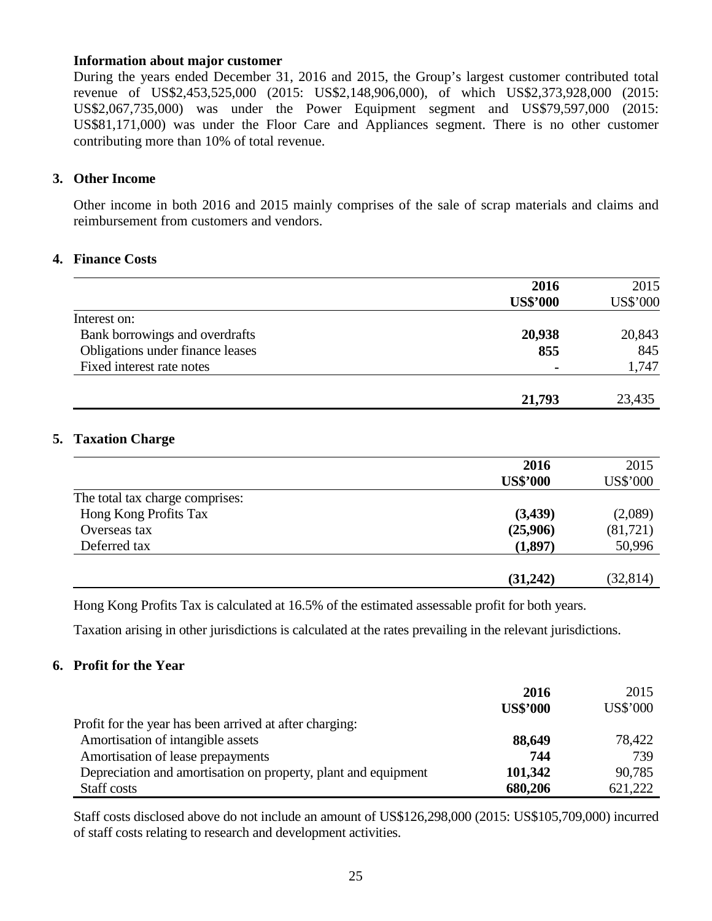**Information about major customer**

During the years ended December 31, 2016 and 2015, the Group's largest customer contributed total revenue of US$2,453,525,000 (2015: US$2,148,906,000), of which US$2,373,928,000 (2015: US$2,067,735,000) was under the Power Equipment segment and US$79,597,000 (2015: US$81,171,000) was under the Floor Care and Appliances segment. There is no other customer contributing more than 10% of total revenue.

## 3. Other Income

Other income in both 2016 and 2015 mainly comprises of the sale of scrap materials and claims and reimbursement from customers and vendors.

## 4. Finance Costs

| | **2016** | 2015 |
|---|---|---|
| | **US$'000** | US$'000 |
| Interest on: | | |
| Bank borrowings and overdrafts | **20,938** | 20,843 |
| Obligations under finance leases | **855** | 845 |
| Fixed interest rate notes | **-** | 1,747 |
| | **21,793** | 23,435 |

## 5. Taxation Charge

| | **2016** | 2015 |
|---|---|---|
| | **US$'000** | US$'000 |
| The total tax charge comprises: | | |
| Hong Kong Profits Tax | **(3,439)** | (2,089) |
| Overseas tax | **(25,906)** | (81,721) |
| Deferred tax | **(1,897)** | 50,996 |
| | **(31,242)** | (32,814) |

Hong Kong Profits Tax is calculated at 16.5% of the estimated assessable profit for both years.

Taxation arising in other jurisdictions is calculated at the rates prevailing in the relevant jurisdictions.

## 6. Profit for the Year

| | **2016** | 2015 |
|---|---|---|
| | **US$'000** | US$'000 |
| Profit for the year has been arrived at after charging: | | |
| Amortisation of intangible assets | **88,649** | 78,422 |
| Amortisation of lease prepayments | **744** | 739 |
| Depreciation and amortisation on property, plant and equipment | **101,342** | 90,785 |
| Staff costs | **680,206** | 621,222 |

Staff costs disclosed above do not include an amount of US$126,298,000 (2015: US$105,709,000) incurred of staff costs relating to research and development activities.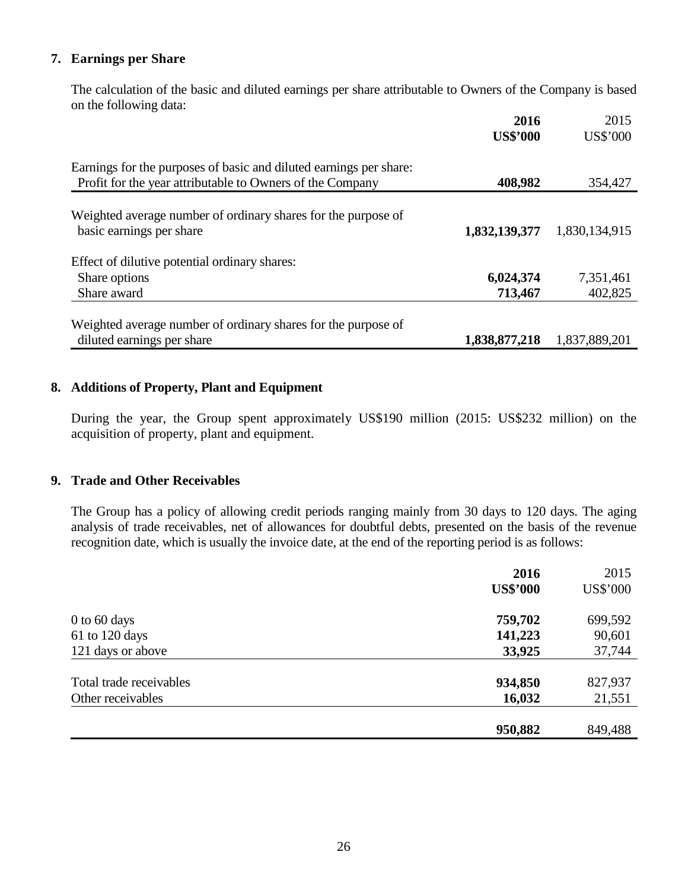## 7. Earnings per Share

The calculation of the basic and diluted earnings per share attributable to Owners of the Company is based on the following data:

| | **2016** | 2015 |
|---|---|---|
| | **US$'000** | US$'000 |
| Earnings for the purposes of basic and diluted earnings per share: | | |
| Profit for the year attributable to Owners of the Company | **408,982** | 354,427 |
| Weighted average number of ordinary shares for the purpose of basic earnings per share | **1,832,139,377** | 1,830,134,915 |
| Effect of dilutive potential ordinary shares: | | |
| Share options | **6,024,374** | 7,351,461 |
| Share award | **713,467** | 402,825 |
| Weighted average number of ordinary shares for the purpose of diluted earnings per share | **1,838,877,218** | 1,837,889,201 |

## 8. Additions of Property, Plant and Equipment

During the year, the Group spent approximately US$190 million (2015: US$232 million) on the acquisition of property, plant and equipment.

## 9. Trade and Other Receivables

The Group has a policy of allowing credit periods ranging mainly from 30 days to 120 days. The aging analysis of trade receivables, net of allowances for doubtful debts, presented on the basis of the revenue recognition date, which is usually the invoice date, at the end of the reporting period is as follows:

| | **2016** | 2015 |
|---|---|---|
| | **US$'000** | US$'000 |
| 0 to 60 days | **759,702** | 699,592 |
| 61 to 120 days | **141,223** | 90,601 |
| 121 days or above | **33,925** | 37,744 |
| Total trade receivables | **934,850** | 827,937 |
| Other receivables | **16,032** | 21,551 |
| | **950,882** | 849,488 |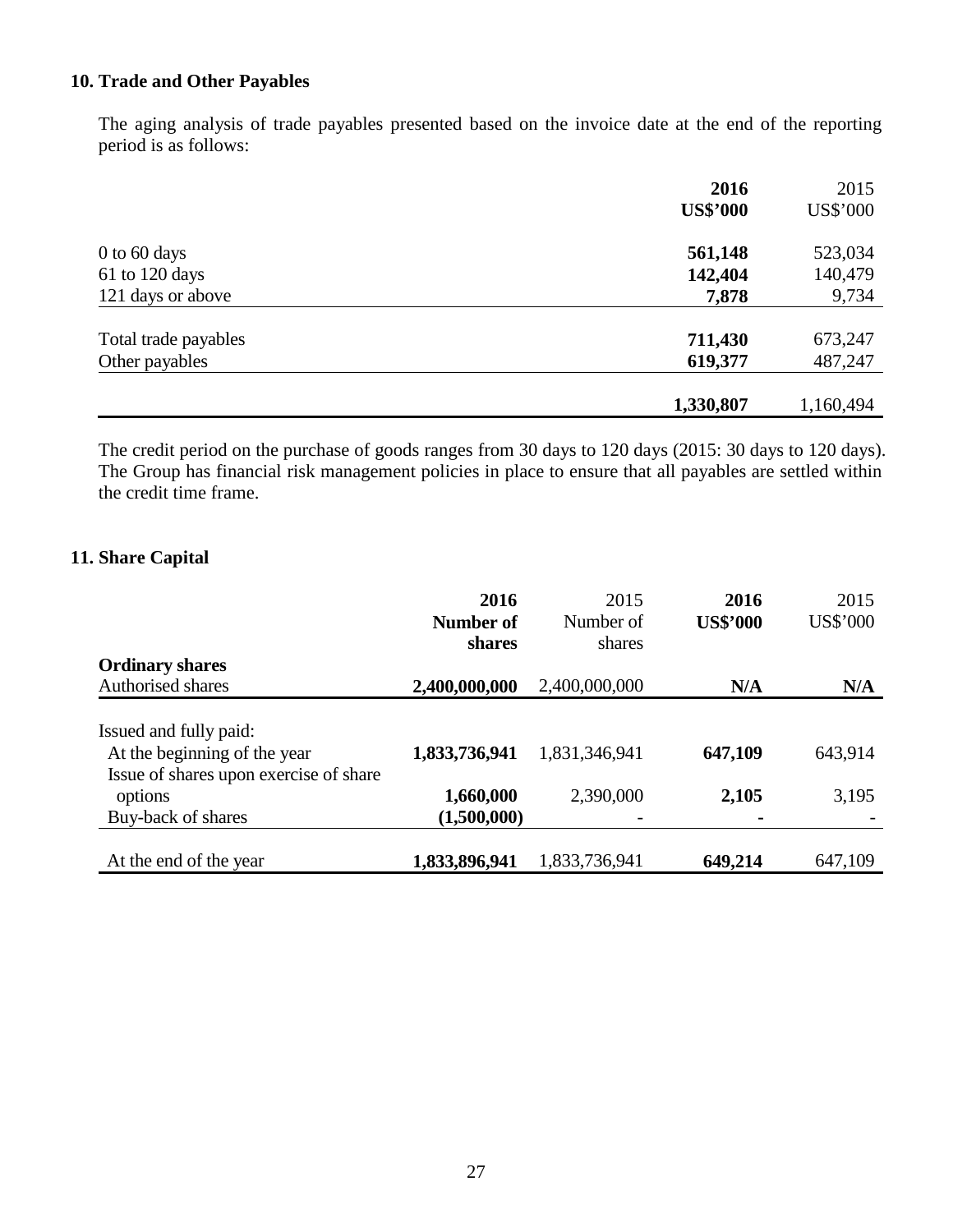### 10. Trade and Other Payables

The aging analysis of trade payables presented based on the invoice date at the end of the reporting period is as follows:

| | **2016** | 2015 |
|---|---|---|
| | **US$'000** | US$'000 |
| 0 to 60 days | **561,148** | 523,034 |
| 61 to 120 days | **142,404** | 140,479 |
| 121 days or above | **7,878** | 9,734 |
| Total trade payables | **711,430** | 673,247 |
| Other payables | **619,377** | 487,247 |
| | **1,330,807** | 1,160,494 |

The credit period on the purchase of goods ranges from 30 days to 120 days (2015: 30 days to 120 days). The Group has financial risk management policies in place to ensure that all payables are settled within the credit time frame.

### 11. Share Capital

| | **2016 Number of shares** | 2015 Number of shares | **2016 US$'000** | 2015 US$'000 |
|---|---|---|---|---|
| **Ordinary shares** | | | | |
| Authorised shares | **2,400,000,000** | 2,400,000,000 | **N/A** | **N/A** |
| Issued and fully paid: | | | | |
| At the beginning of the year | **1,833,736,941** | 1,831,346,941 | **647,109** | 643,914 |
| Issue of shares upon exercise of share options | **1,660,000** | 2,390,000 | **2,105** | 3,195 |
| Buy-back of shares | **(1,500,000)** | - | **-** | - |
| At the end of the year | **1,833,896,941** | 1,833,736,941 | **649,214** | 647,109 |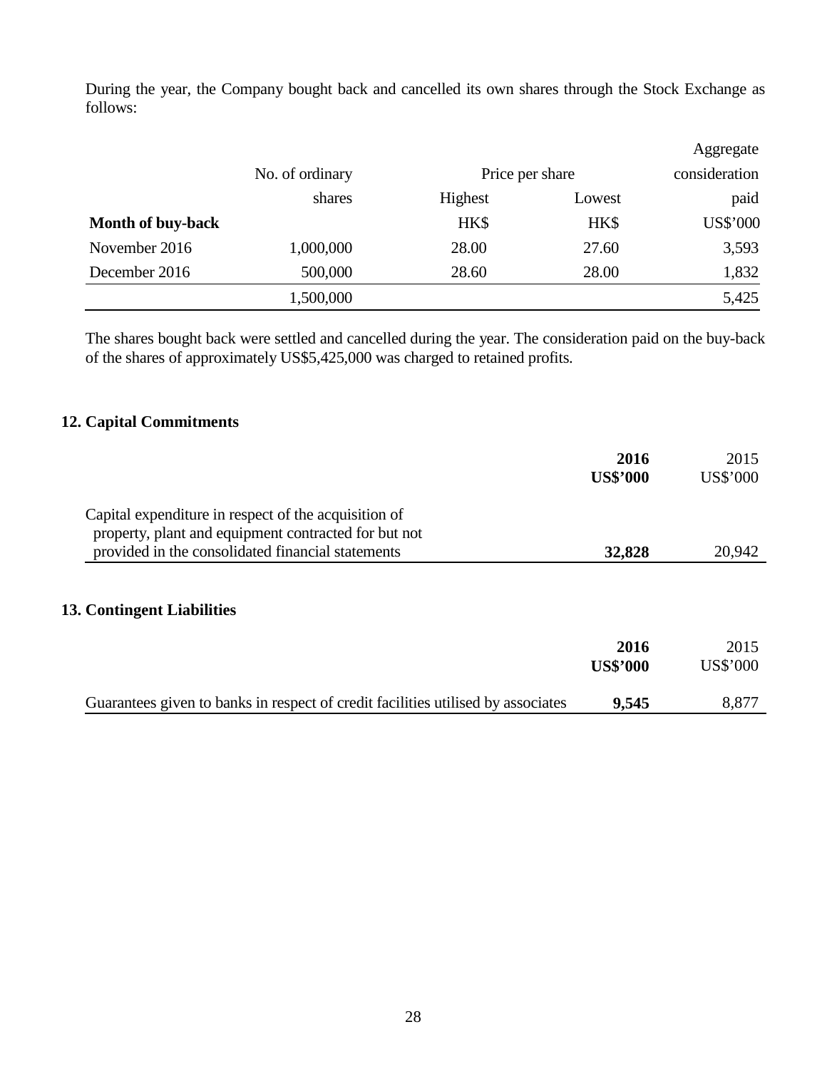During the year, the Company bought back and cancelled its own shares through the Stock Exchange as follows:

| | No. of ordinary shares | Price per share | | Aggregate consideration paid |
|---|---|---|---|---|
| | | Highest | Lowest | |
| **Month of buy-back** | | HK$ | HK$ | US$'000 |
| November 2016 | 1,000,000 | 28.00 | 27.60 | 3,593 |
| December 2016 | 500,000 | 28.60 | 28.00 | 1,832 |
| | 1,500,000 | | | 5,425 |

The shares bought back were settled and cancelled during the year. The consideration paid on the buy-back of the shares of approximately US$5,425,000 was charged to retained profits.

## 12. Capital Commitments

| | **2016 US$'000** | 2015 US$'000 |
|---|---|---|
| Capital expenditure in respect of the acquisition of property, plant and equipment contracted for but not provided in the consolidated financial statements | **32,828** | 20,942 |

## 13. Contingent Liabilities

| | **2016 US$'000** | 2015 US$'000 |
|---|---|---|
| Guarantees given to banks in respect of credit facilities utilised by associates | **9,545** | 8,877 |